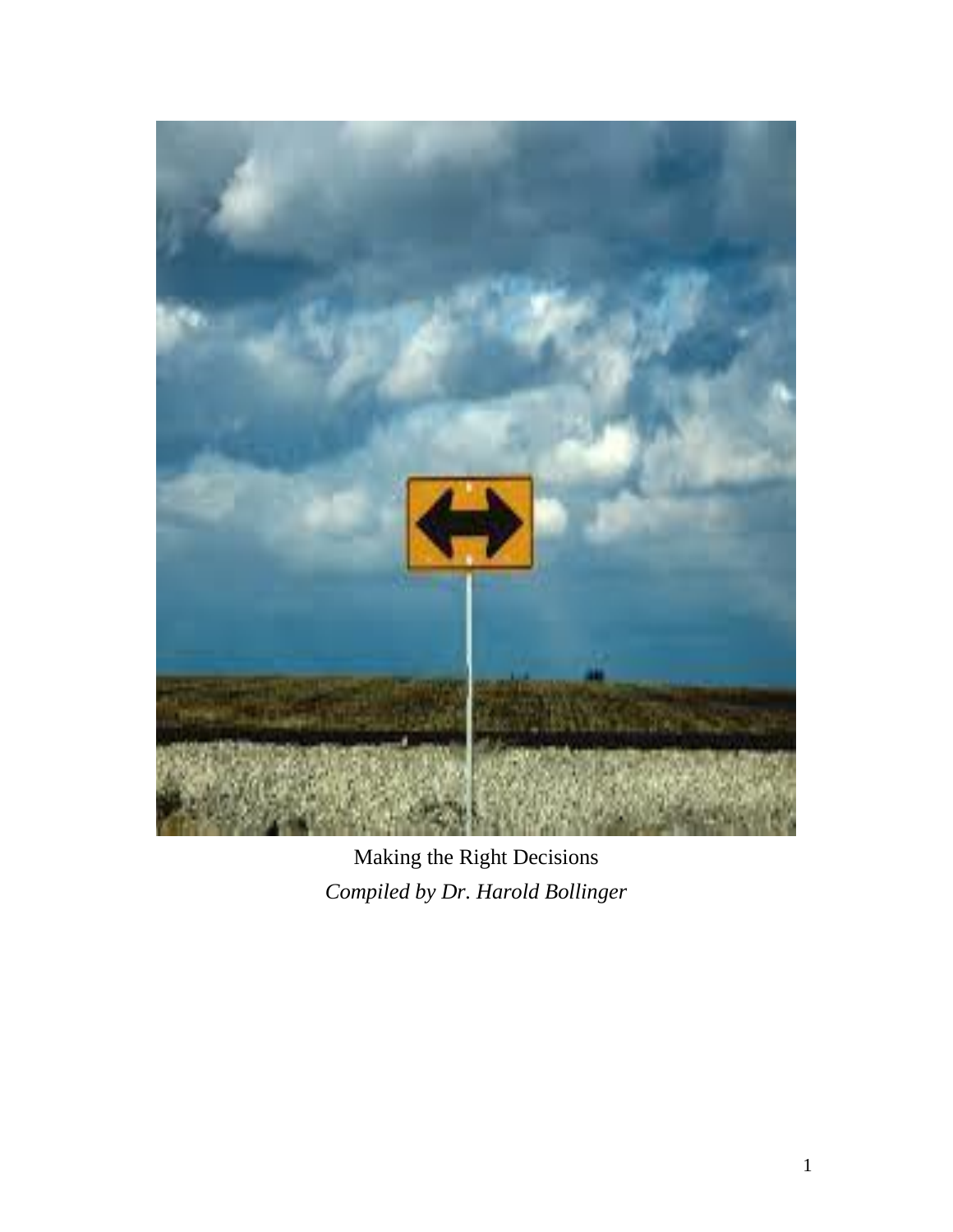Making the Right Decisions

*Compiled by Dr. Harold Bollinger*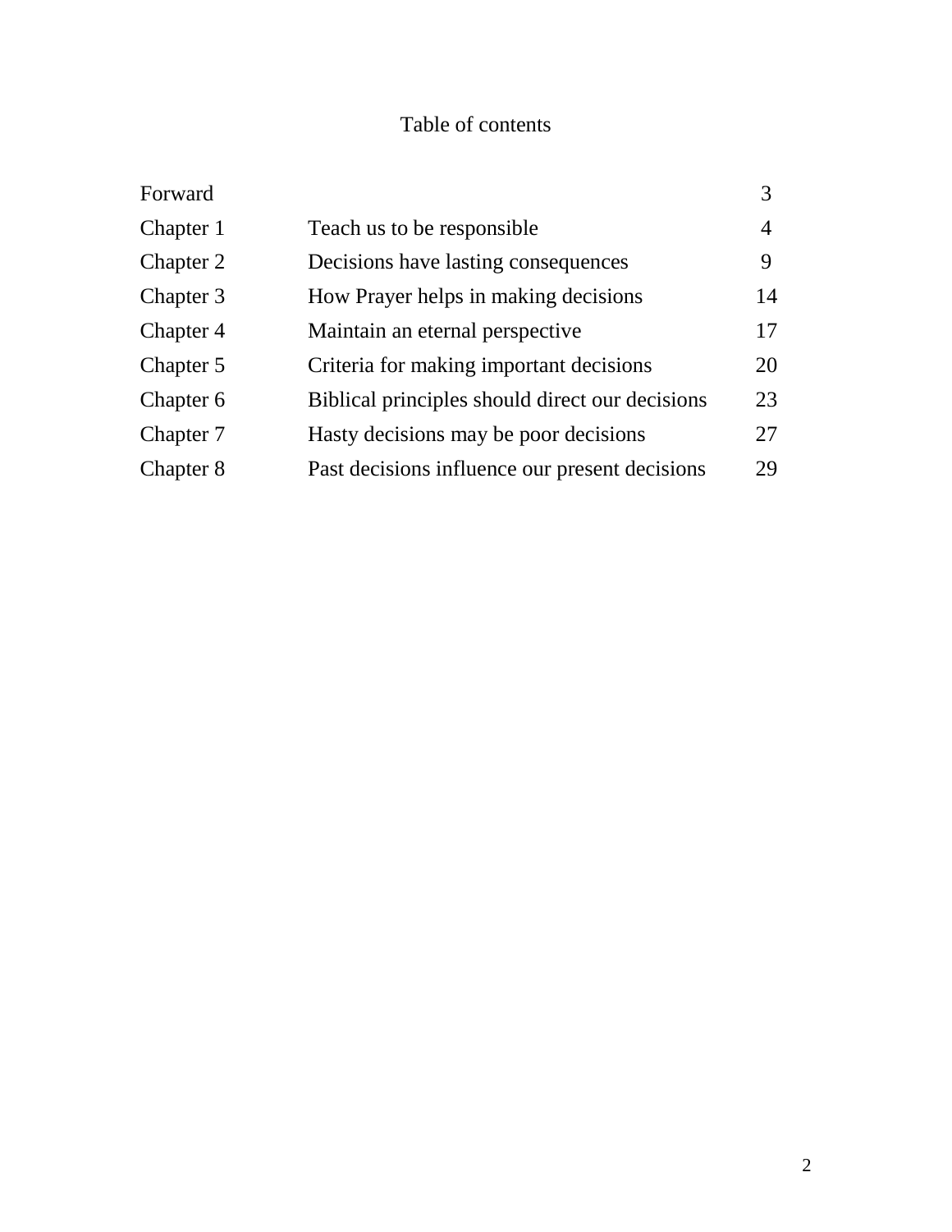# Table of contents

| | | |
|---|---|---|
| Forward | | 3 |
| Chapter 1 | Teach us to be responsible | 4 |
| Chapter 2 | Decisions have lasting consequences | 9 |
| Chapter 3 | How Prayer helps in making decisions | 14 |
| Chapter 4 | Maintain an eternal perspective | 17 |
| Chapter 5 | Criteria for making important decisions | 20 |
| Chapter 6 | Biblical principles should direct our decisions | 23 |
| Chapter 7 | Hasty decisions may be poor decisions | 27 |
| Chapter 8 | Past decisions influence our present decisions | 29 |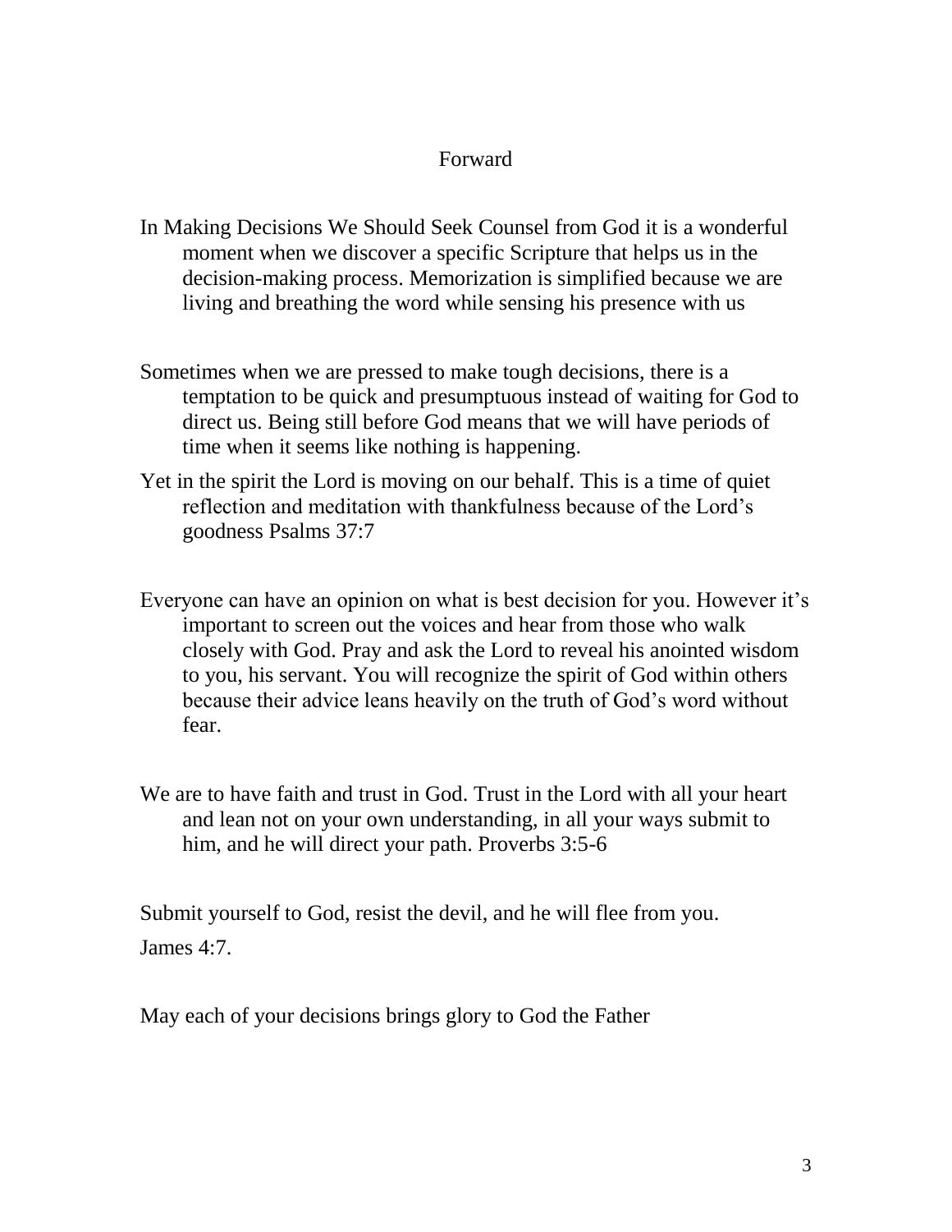# Forward

In Making Decisions We Should Seek Counsel from God it is a wonderful moment when we discover a specific Scripture that helps us in the decision-making process. Memorization is simplified because we are living and breathing the word while sensing his presence with us

Sometimes when we are pressed to make tough decisions, there is a temptation to be quick and presumptuous instead of waiting for God to direct us. Being still before God means that we will have periods of time when it seems like nothing is happening.

Yet in the spirit the Lord is moving on our behalf. This is a time of quiet reflection and meditation with thankfulness because of the Lord's goodness Psalms 37:7

Everyone can have an opinion on what is best decision for you. However it's important to screen out the voices and hear from those who walk closely with God. Pray and ask the Lord to reveal his anointed wisdom to you, his servant. You will recognize the spirit of God within others because their advice leans heavily on the truth of God's word without fear.

We are to have faith and trust in God. Trust in the Lord with all your heart and lean not on your own understanding, in all your ways submit to him, and he will direct your path. Proverbs 3:5-6

Submit yourself to God, resist the devil, and he will flee from you. James 4:7.

May each of your decisions brings glory to God the Father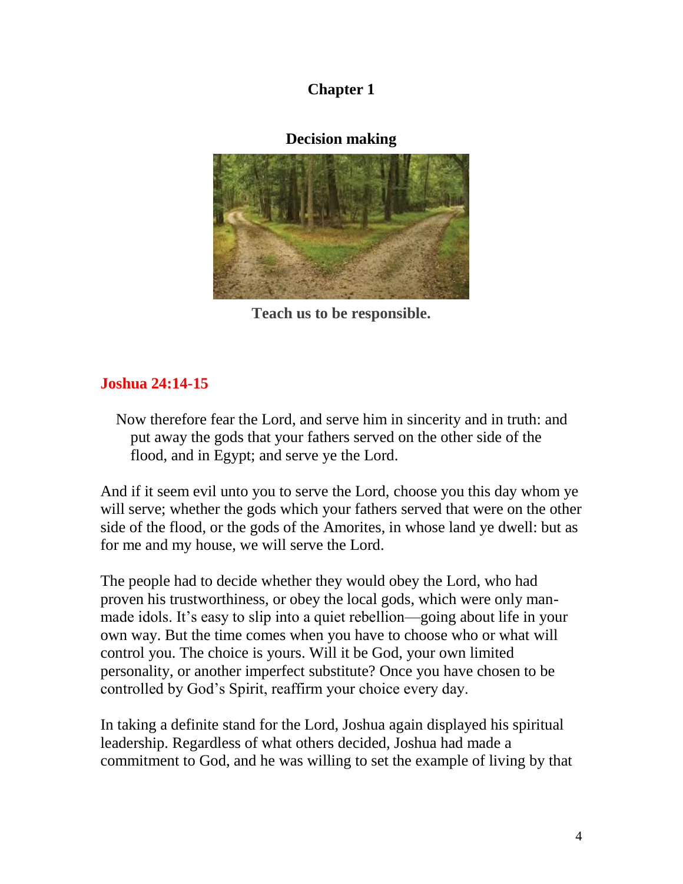# Chapter 1

## Decision making

**Teach us to be responsible.**

### Joshua 24:14-15

Now therefore fear the Lord, and serve him in sincerity and in truth: and put away the gods that your fathers served on the other side of the flood, and in Egypt; and serve ye the Lord.

And if it seem evil unto you to serve the Lord, choose you this day whom ye will serve; whether the gods which your fathers served that were on the other side of the flood, or the gods of the Amorites, in whose land ye dwell: but as for me and my house, we will serve the Lord.

The people had to decide whether they would obey the Lord, who had proven his trustworthiness, or obey the local gods, which were only man-made idols. It's easy to slip into a quiet rebellion—going about life in your own way. But the time comes when you have to choose who or what will control you. The choice is yours. Will it be God, your own limited personality, or another imperfect substitute? Once you have chosen to be controlled by God's Spirit, reaffirm your choice every day.

In taking a definite stand for the Lord, Joshua again displayed his spiritual leadership. Regardless of what others decided, Joshua had made a commitment to God, and he was willing to set the example of living by that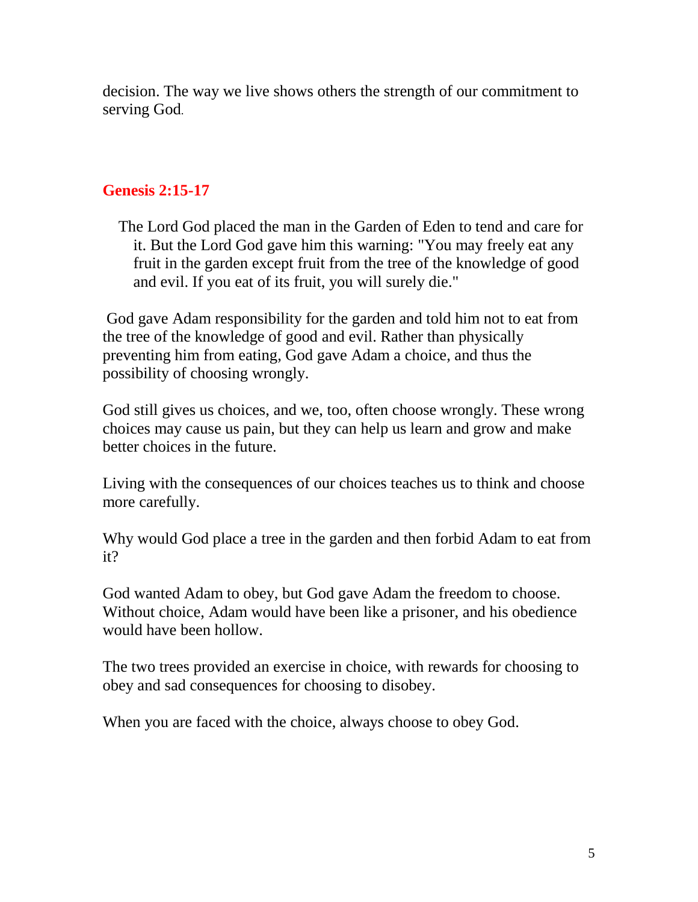decision. The way we live shows others the strength of our commitment to serving God.

## Genesis 2:15-17

> The Lord God placed the man in the Garden of Eden to tend and care for it. But the Lord God gave him this warning: "You may freely eat any fruit in the garden except fruit from the tree of the knowledge of good and evil. If you eat of its fruit, you will surely die."

God gave Adam responsibility for the garden and told him not to eat from the tree of the knowledge of good and evil. Rather than physically preventing him from eating, God gave Adam a choice, and thus the possibility of choosing wrongly.

God still gives us choices, and we, too, often choose wrongly. These wrong choices may cause us pain, but they can help us learn and grow and make better choices in the future.

Living with the consequences of our choices teaches us to think and choose more carefully.

Why would God place a tree in the garden and then forbid Adam to eat from it?

God wanted Adam to obey, but God gave Adam the freedom to choose. Without choice, Adam would have been like a prisoner, and his obedience would have been hollow.

The two trees provided an exercise in choice, with rewards for choosing to obey and sad consequences for choosing to disobey.

When you are faced with the choice, always choose to obey God.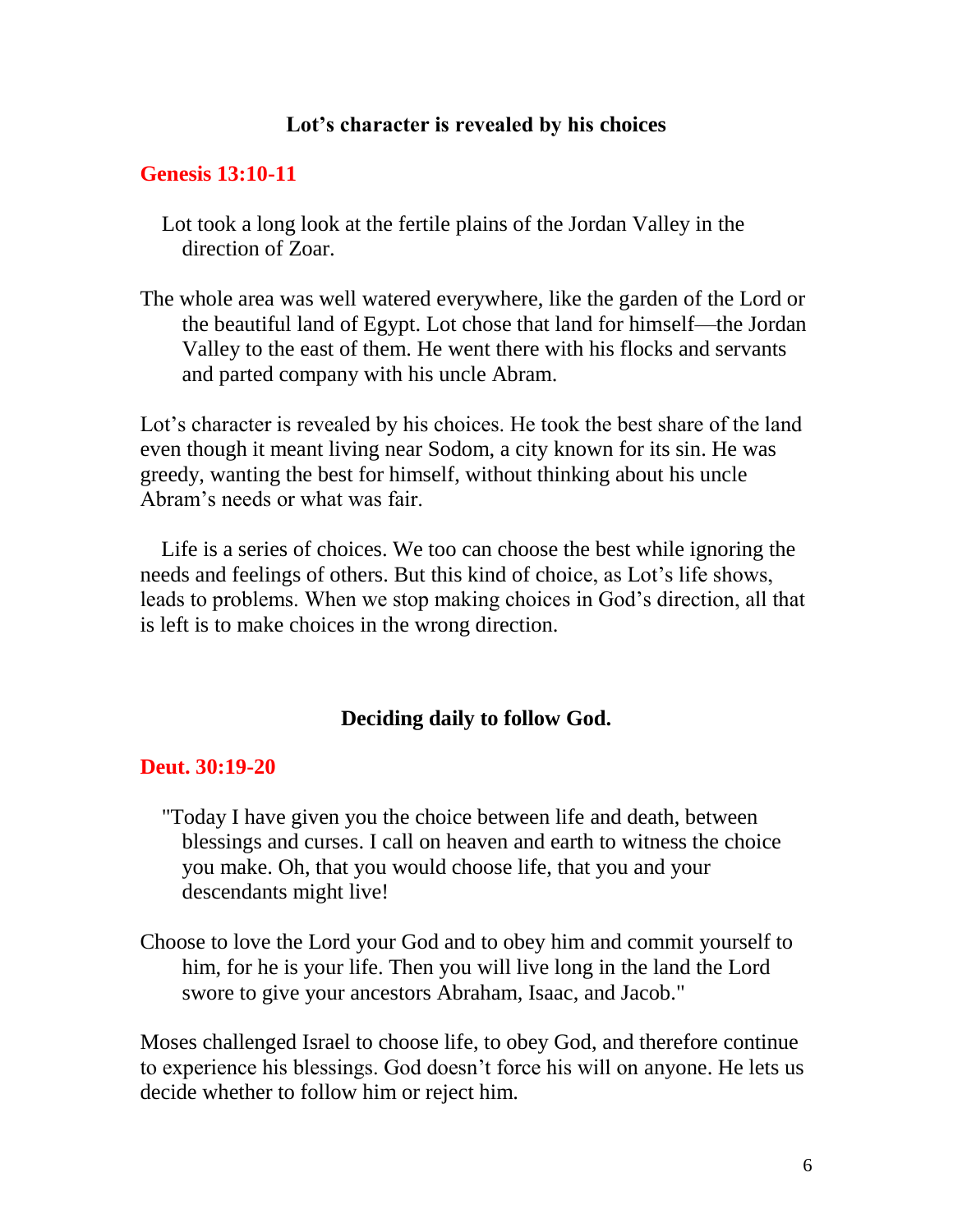## Lot's character is revealed by his choices

**Genesis 13:10-11**

Lot took a long look at the fertile plains of the Jordan Valley in the direction of Zoar.

The whole area was well watered everywhere, like the garden of the Lord or the beautiful land of Egypt. Lot chose that land for himself—the Jordan Valley to the east of them. He went there with his flocks and servants and parted company with his uncle Abram.

Lot's character is revealed by his choices. He took the best share of the land even though it meant living near Sodom, a city known for its sin. He was greedy, wanting the best for himself, without thinking about his uncle Abram's needs or what was fair.

Life is a series of choices. We too can choose the best while ignoring the needs and feelings of others. But this kind of choice, as Lot's life shows, leads to problems. When we stop making choices in God's direction, all that is left is to make choices in the wrong direction.

## Deciding daily to follow God.

**Deut. 30:19-20**

"Today I have given you the choice between life and death, between blessings and curses. I call on heaven and earth to witness the choice you make. Oh, that you would choose life, that you and your descendants might live!

Choose to love the Lord your God and to obey him and commit yourself to him, for he is your life. Then you will live long in the land the Lord swore to give your ancestors Abraham, Isaac, and Jacob."

Moses challenged Israel to choose life, to obey God, and therefore continue to experience his blessings. God doesn't force his will on anyone. He lets us decide whether to follow him or reject him.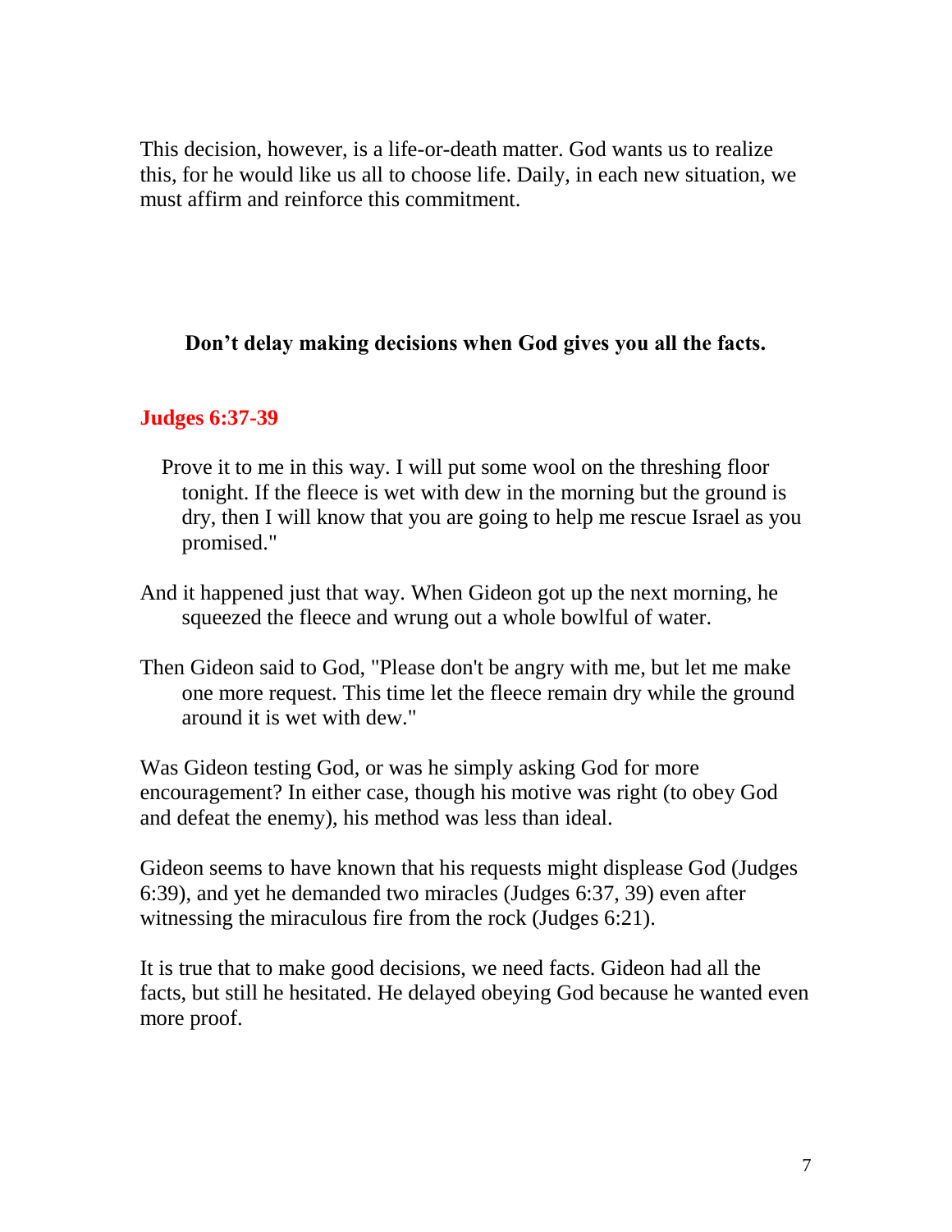This decision, however, is a life-or-death matter. God wants us to realize this, for he would like us all to choose life. Daily, in each new situation, we must affirm and reinforce this commitment.

**Don't delay making decisions when God gives you all the facts.**

**Judges 6:37-39**

Prove it to me in this way. I will put some wool on the threshing floor tonight. If the fleece is wet with dew in the morning but the ground is dry, then I will know that you are going to help me rescue Israel as you promised."

And it happened just that way. When Gideon got up the next morning, he squeezed the fleece and wrung out a whole bowlful of water.

Then Gideon said to God, "Please don't be angry with me, but let me make one more request. This time let the fleece remain dry while the ground around it is wet with dew."

Was Gideon testing God, or was he simply asking God for more encouragement? In either case, though his motive was right (to obey God and defeat the enemy), his method was less than ideal.

Gideon seems to have known that his requests might displease God (Judges 6:39), and yet he demanded two miracles (Judges 6:37, 39) even after witnessing the miraculous fire from the rock (Judges 6:21).

It is true that to make good decisions, we need facts. Gideon had all the facts, but still he hesitated. He delayed obeying God because he wanted even more proof.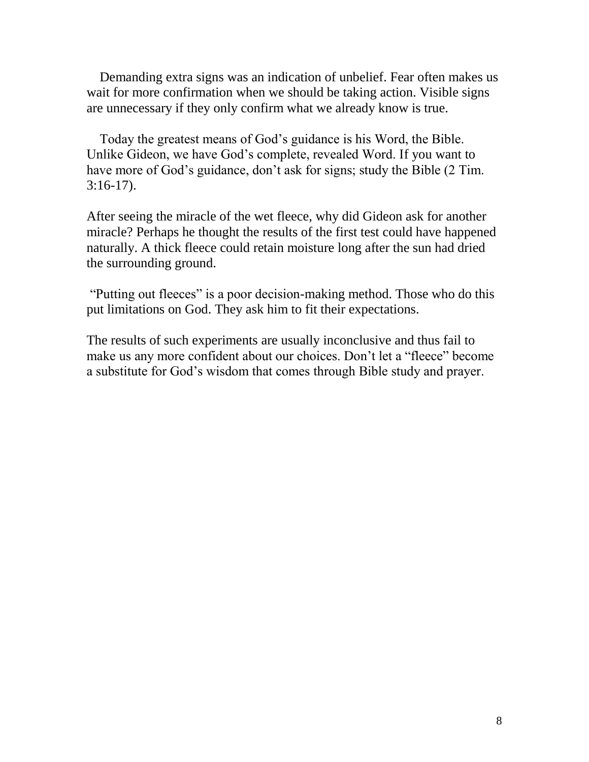Demanding extra signs was an indication of unbelief. Fear often makes us wait for more confirmation when we should be taking action. Visible signs are unnecessary if they only confirm what we already know is true.

Today the greatest means of God's guidance is his Word, the Bible. Unlike Gideon, we have God's complete, revealed Word. If you want to have more of God's guidance, don't ask for signs; study the Bible (2 Tim. 3:16-17).

After seeing the miracle of the wet fleece, why did Gideon ask for another miracle? Perhaps he thought the results of the first test could have happened naturally. A thick fleece could retain moisture long after the sun had dried the surrounding ground.

"Putting out fleeces" is a poor decision-making method. Those who do this put limitations on God. They ask him to fit their expectations.

The results of such experiments are usually inconclusive and thus fail to make us any more confident about our choices. Don't let a "fleece" become a substitute for God's wisdom that comes through Bible study and prayer.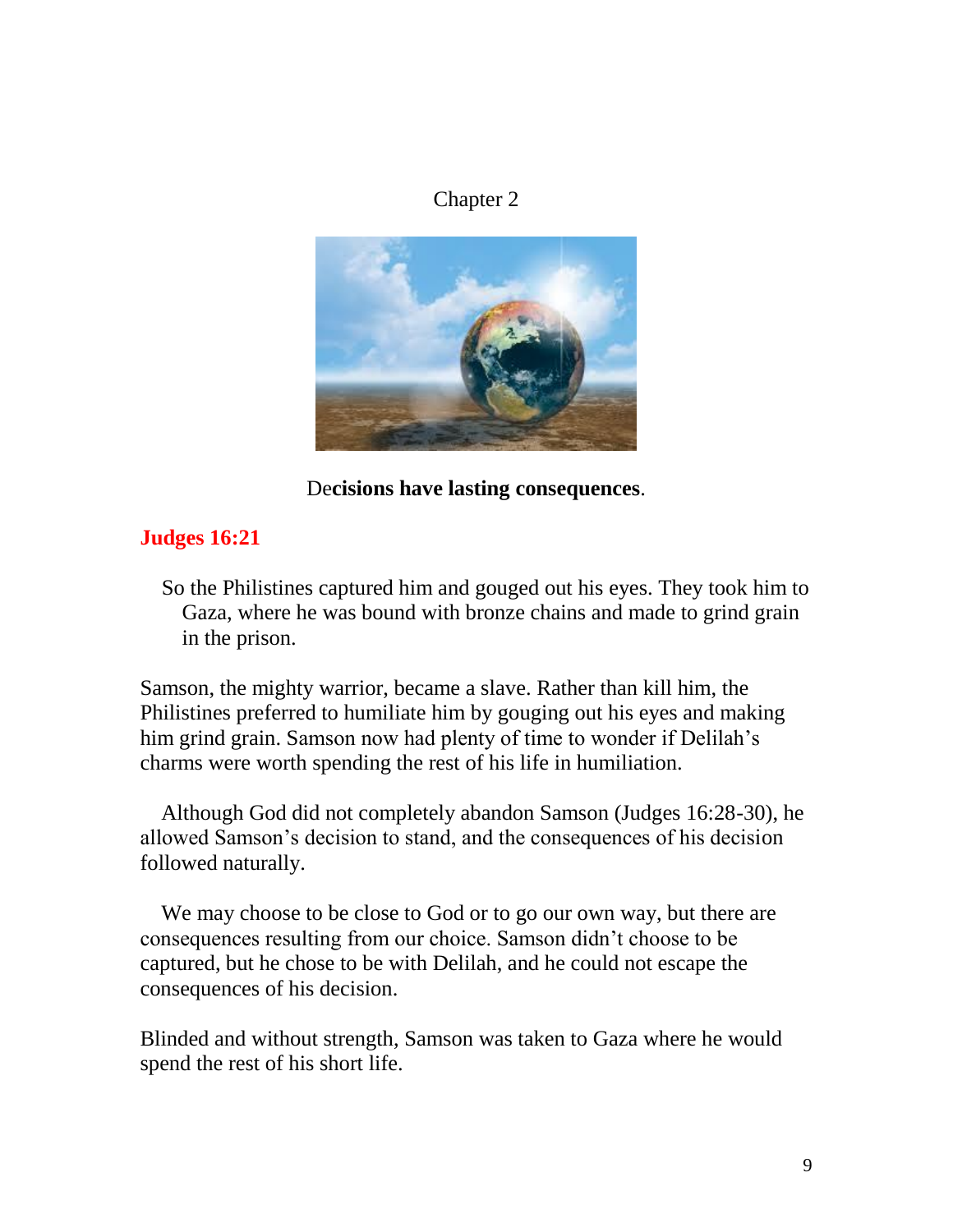Chapter 2

De**cisions have lasting consequences**.

**Judges 16:21**

So the Philistines captured him and gouged out his eyes. They took him to Gaza, where he was bound with bronze chains and made to grind grain in the prison.

Samson, the mighty warrior, became a slave. Rather than kill him, the Philistines preferred to humiliate him by gouging out his eyes and making him grind grain. Samson now had plenty of time to wonder if Delilah's charms were worth spending the rest of his life in humiliation.

Although God did not completely abandon Samson (Judges 16:28-30), he allowed Samson's decision to stand, and the consequences of his decision followed naturally.

We may choose to be close to God or to go our own way, but there are consequences resulting from our choice. Samson didn't choose to be captured, but he chose to be with Delilah, and he could not escape the consequences of his decision.

Blinded and without strength, Samson was taken to Gaza where he would spend the rest of his short life.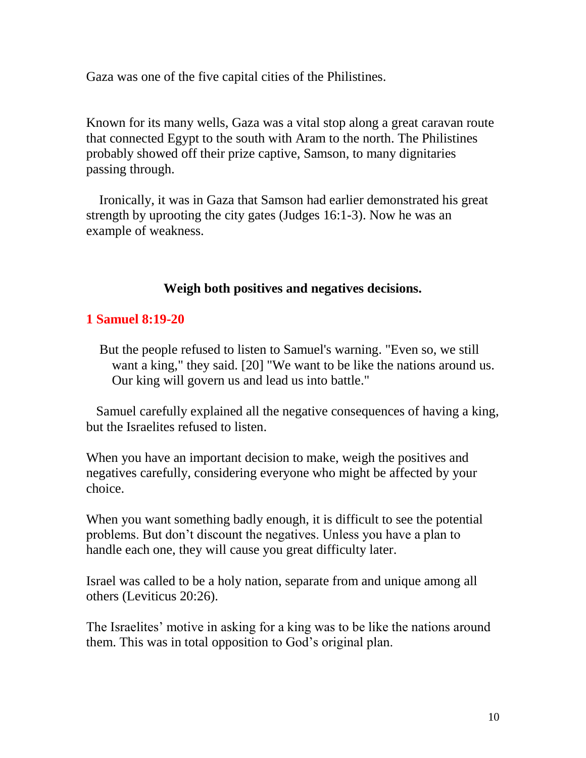Gaza was one of the five capital cities of the Philistines.

Known for its many wells, Gaza was a vital stop along a great caravan route that connected Egypt to the south with Aram to the north. The Philistines probably showed off their prize captive, Samson, to many dignitaries passing through.

Ironically, it was in Gaza that Samson had earlier demonstrated his great strength by uprooting the city gates (Judges 16:1-3). Now he was an example of weakness.

### Weigh both positives and negatives decisions.

**1 Samuel 8:19-20**

> But the people refused to listen to Samuel's warning. "Even so, we still want a king," they said. [20] "We want to be like the nations around us. Our king will govern us and lead us into battle."

Samuel carefully explained all the negative consequences of having a king, but the Israelites refused to listen.

When you have an important decision to make, weigh the positives and negatives carefully, considering everyone who might be affected by your choice.

When you want something badly enough, it is difficult to see the potential problems. But don't discount the negatives. Unless you have a plan to handle each one, they will cause you great difficulty later.

Israel was called to be a holy nation, separate from and unique among all others (Leviticus 20:26).

The Israelites' motive in asking for a king was to be like the nations around them. This was in total opposition to God's original plan.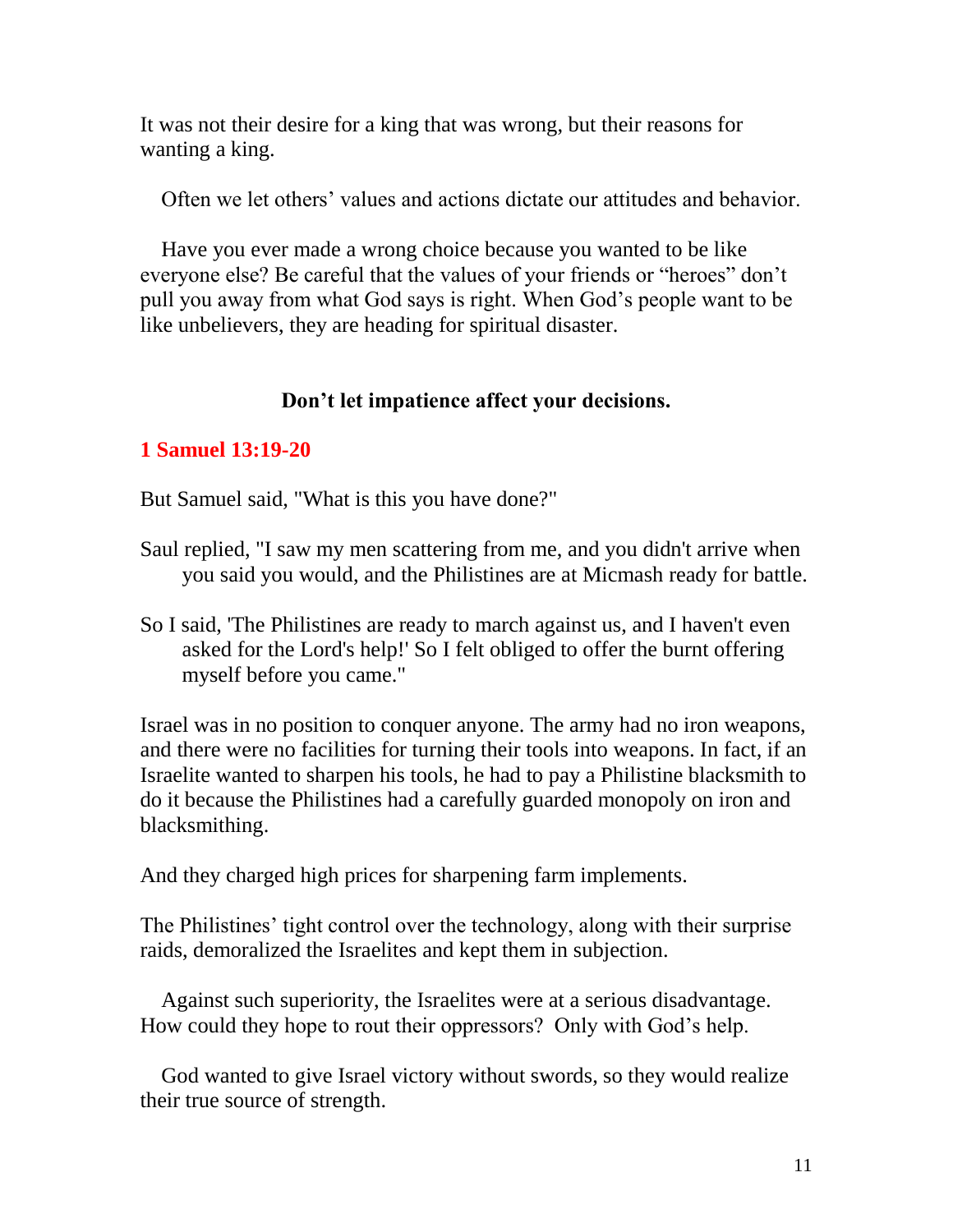It was not their desire for a king that was wrong, but their reasons for wanting a king.

Often we let others' values and actions dictate our attitudes and behavior.

Have you ever made a wrong choice because you wanted to be like everyone else? Be careful that the values of your friends or "heroes" don't pull you away from what God says is right. When God's people want to be like unbelievers, they are heading for spiritual disaster.

**Don't let impatience affect your decisions.**

**1 Samuel 13:19-20**

But Samuel said, "What is this you have done?"

Saul replied, "I saw my men scattering from me, and you didn't arrive when you said you would, and the Philistines are at Micmash ready for battle.

So I said, 'The Philistines are ready to march against us, and I haven't even asked for the Lord's help!' So I felt obliged to offer the burnt offering myself before you came."

Israel was in no position to conquer anyone. The army had no iron weapons, and there were no facilities for turning their tools into weapons. In fact, if an Israelite wanted to sharpen his tools, he had to pay a Philistine blacksmith to do it because the Philistines had a carefully guarded monopoly on iron and blacksmithing.

And they charged high prices for sharpening farm implements.

The Philistines' tight control over the technology, along with their surprise raids, demoralized the Israelites and kept them in subjection.

Against such superiority, the Israelites were at a serious disadvantage. How could they hope to rout their oppressors? Only with God's help.

God wanted to give Israel victory without swords, so they would realize their true source of strength.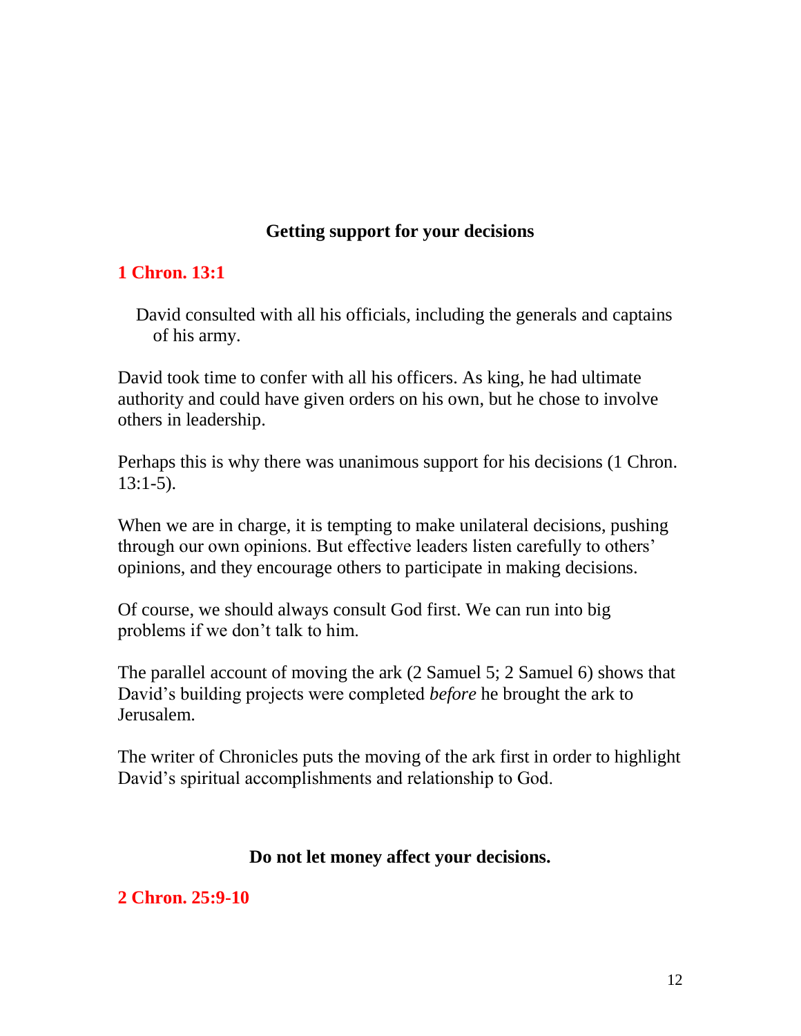## Getting support for your decisions

**1 Chron. 13:1**

> David consulted with all his officials, including the generals and captains of his army.

David took time to confer with all his officers. As king, he had ultimate authority and could have given orders on his own, but he chose to involve others in leadership.

Perhaps this is why there was unanimous support for his decisions (1 Chron. 13:1-5).

When we are in charge, it is tempting to make unilateral decisions, pushing through our own opinions. But effective leaders listen carefully to others' opinions, and they encourage others to participate in making decisions.

Of course, we should always consult God first. We can run into big problems if we don't talk to him.

The parallel account of moving the ark (2 Samuel 5; 2 Samuel 6) shows that David's building projects were completed *before* he brought the ark to Jerusalem.

The writer of Chronicles puts the moving of the ark first in order to highlight David's spiritual accomplishments and relationship to God.

## Do not let money affect your decisions.

**2 Chron. 25:9-10**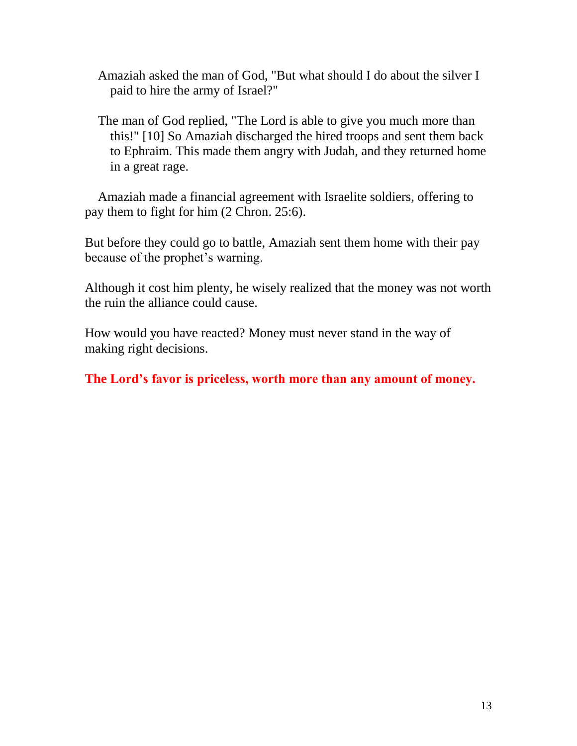Amaziah asked the man of God, "But what should I do about the silver I paid to hire the army of Israel?"

The man of God replied, "The Lord is able to give you much more than this!" [10] So Amaziah discharged the hired troops and sent them back to Ephraim. This made them angry with Judah, and they returned home in a great rage.

Amaziah made a financial agreement with Israelite soldiers, offering to pay them to fight for him (2 Chron. 25:6).

But before they could go to battle, Amaziah sent them home with their pay because of the prophet's warning.

Although it cost him plenty, he wisely realized that the money was not worth the ruin the alliance could cause.

How would you have reacted? Money must never stand in the way of making right decisions.

**The Lord's favor is priceless, worth more than any amount of money.**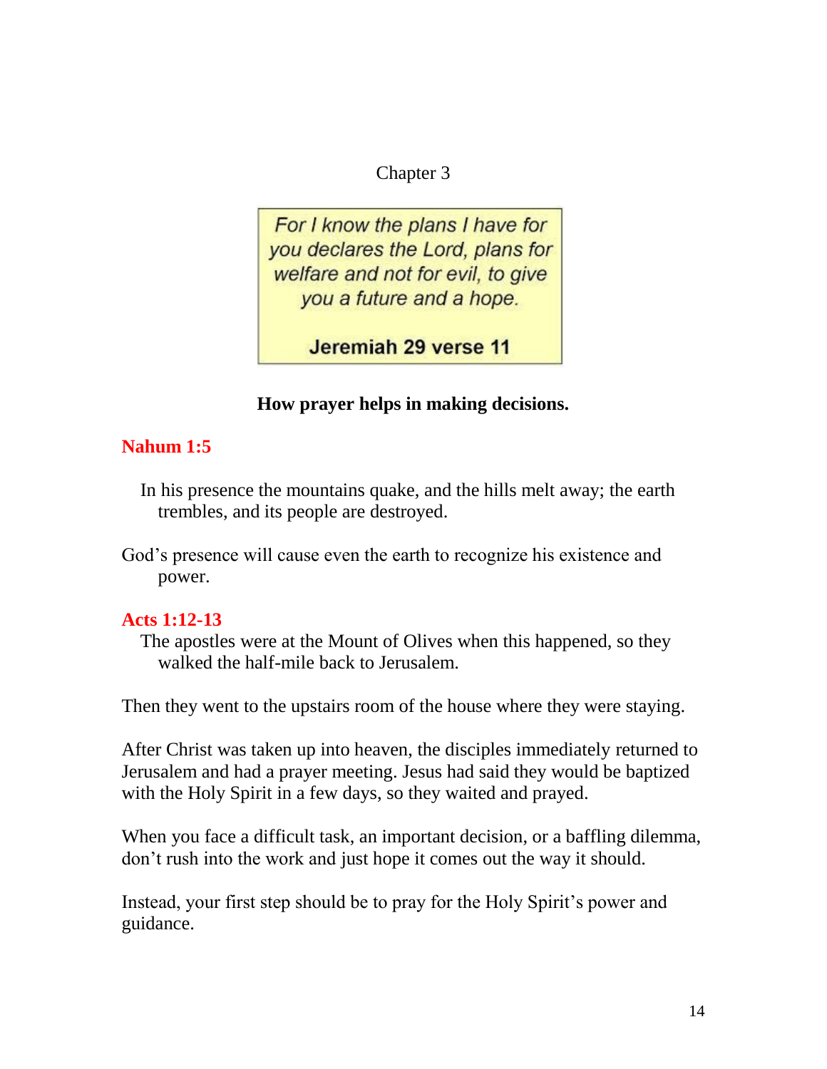Chapter 3

> *For I know the plans I have for you declares the Lord, plans for welfare and not for evil, to give you a future and a hope.*
>
> **Jeremiah 29 verse 11**

**How prayer helps in making decisions.**

**Nahum 1:5**

In his presence the mountains quake, and the hills melt away; the earth trembles, and its people are destroyed.

God's presence will cause even the earth to recognize his existence and power.

**Acts 1:12-13**

The apostles were at the Mount of Olives when this happened, so they walked the half-mile back to Jerusalem.

Then they went to the upstairs room of the house where they were staying.

After Christ was taken up into heaven, the disciples immediately returned to Jerusalem and had a prayer meeting. Jesus had said they would be baptized with the Holy Spirit in a few days, so they waited and prayed.

When you face a difficult task, an important decision, or a baffling dilemma, don't rush into the work and just hope it comes out the way it should.

Instead, your first step should be to pray for the Holy Spirit's power and guidance.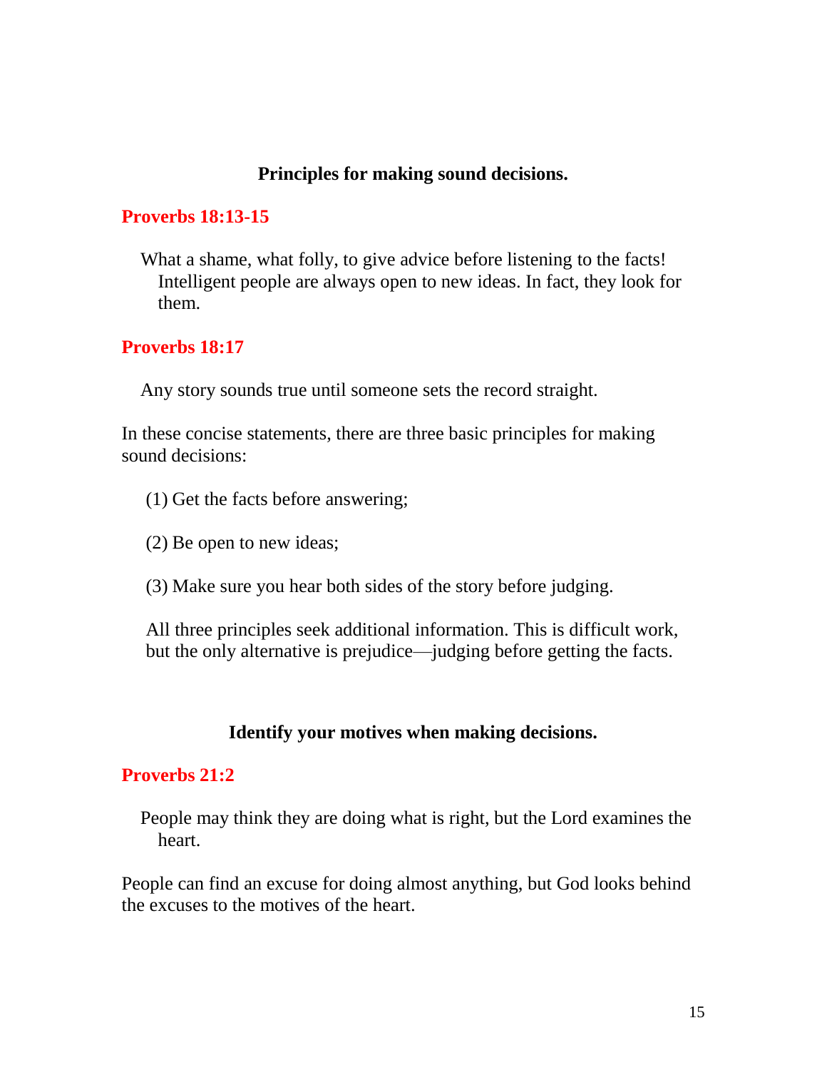## Principles for making sound decisions.

**Proverbs 18:13-15**

What a shame, what folly, to give advice before listening to the facts! Intelligent people are always open to new ideas. In fact, they look for them.

**Proverbs 18:17**

Any story sounds true until someone sets the record straight.

In these concise statements, there are three basic principles for making sound decisions:

(1) Get the facts before answering;

(2) Be open to new ideas;

(3) Make sure you hear both sides of the story before judging.

All three principles seek additional information. This is difficult work, but the only alternative is prejudice—judging before getting the facts.

## Identify your motives when making decisions.

**Proverbs 21:2**

People may think they are doing what is right, but the Lord examines the heart.

People can find an excuse for doing almost anything, but God looks behind the excuses to the motives of the heart.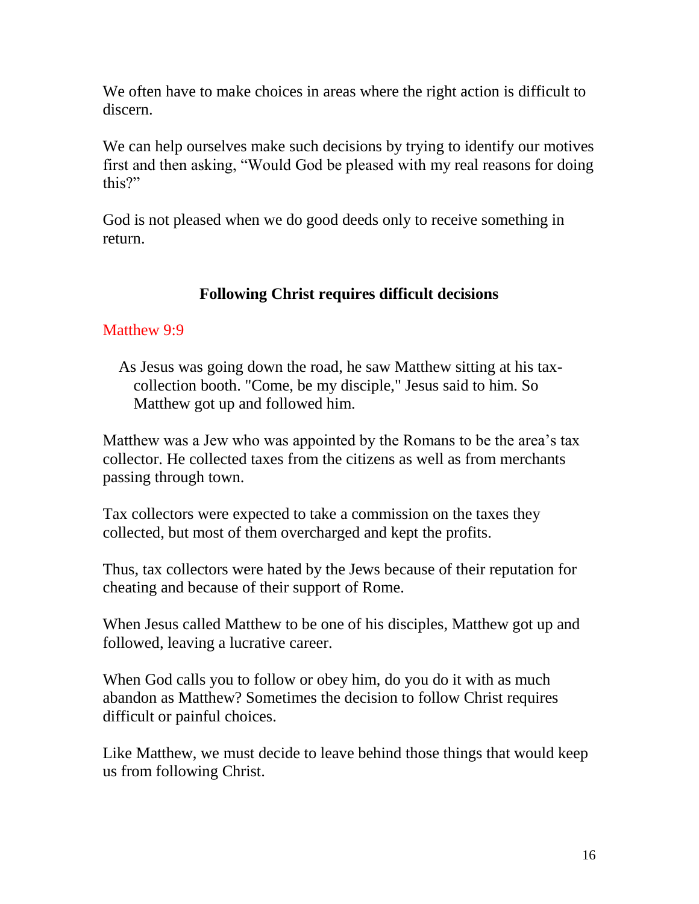We often have to make choices in areas where the right action is difficult to discern.

We can help ourselves make such decisions by trying to identify our motives first and then asking, "Would God be pleased with my real reasons for doing this?"

God is not pleased when we do good deeds only to receive something in return.

## Following Christ requires difficult decisions

Matthew 9:9

> As Jesus was going down the road, he saw Matthew sitting at his tax-collection booth. "Come, be my disciple," Jesus said to him. So Matthew got up and followed him.

Matthew was a Jew who was appointed by the Romans to be the area's tax collector. He collected taxes from the citizens as well as from merchants passing through town.

Tax collectors were expected to take a commission on the taxes they collected, but most of them overcharged and kept the profits.

Thus, tax collectors were hated by the Jews because of their reputation for cheating and because of their support of Rome.

When Jesus called Matthew to be one of his disciples, Matthew got up and followed, leaving a lucrative career.

When God calls you to follow or obey him, do you do it with as much abandon as Matthew? Sometimes the decision to follow Christ requires difficult or painful choices.

Like Matthew, we must decide to leave behind those things that would keep us from following Christ.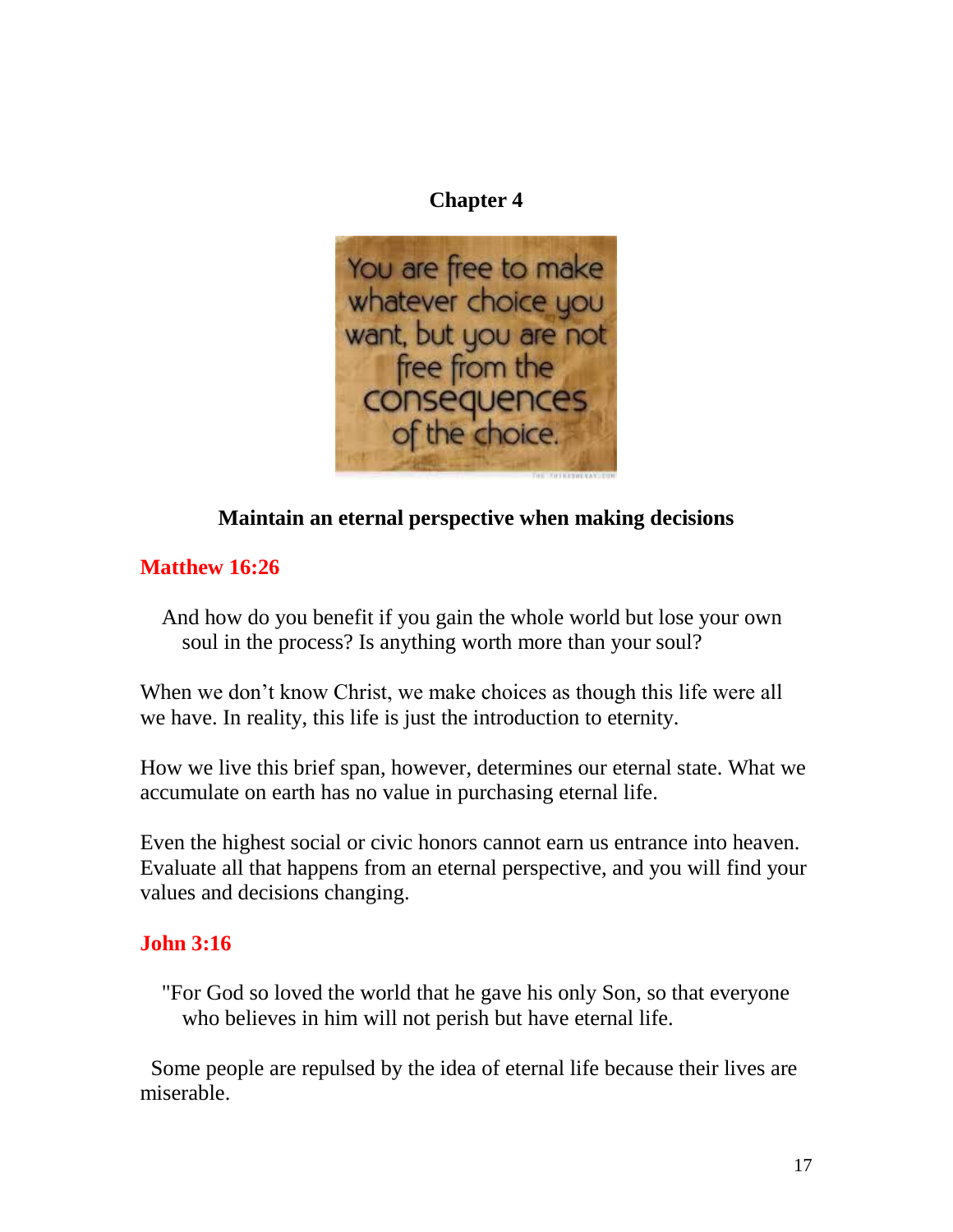## Chapter 4

You are free to make whatever choice you want, but you are not free from the consequences of the choice.

**Maintain an eternal perspective when making decisions**

**Matthew 16:26**

And how do you benefit if you gain the whole world but lose your own soul in the process? Is anything worth more than your soul?

When we don't know Christ, we make choices as though this life were all we have. In reality, this life is just the introduction to eternity.

How we live this brief span, however, determines our eternal state. What we accumulate on earth has no value in purchasing eternal life.

Even the highest social or civic honors cannot earn us entrance into heaven. Evaluate all that happens from an eternal perspective, and you will find your values and decisions changing.

**John 3:16**

"For God so loved the world that he gave his only Son, so that everyone who believes in him will not perish but have eternal life.

Some people are repulsed by the idea of eternal life because their lives are miserable.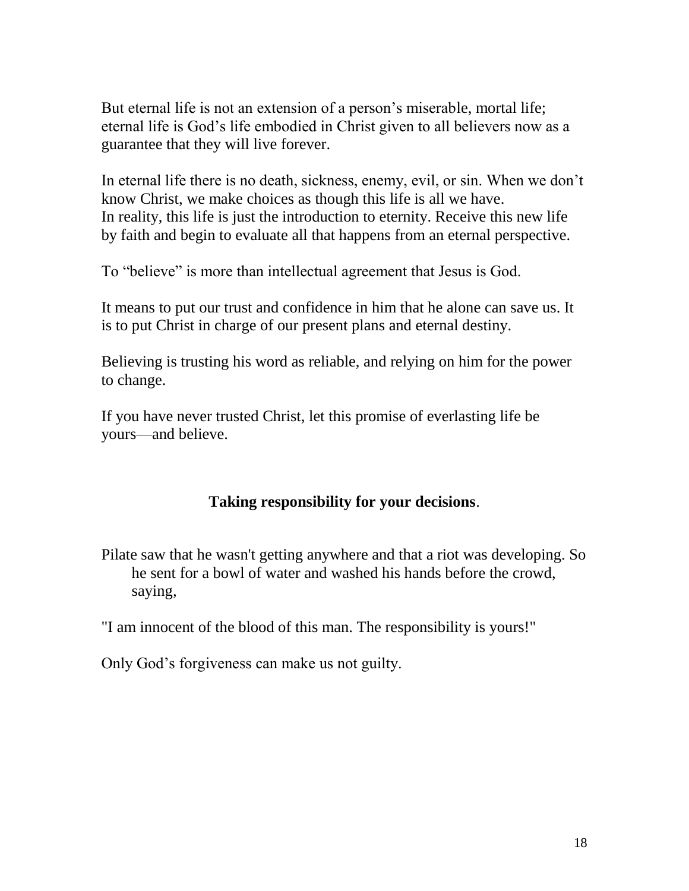But eternal life is not an extension of a person’s miserable, mortal life; eternal life is God’s life embodied in Christ given to all believers now as a guarantee that they will live forever.

In eternal life there is no death, sickness, enemy, evil, or sin. When we don’t know Christ, we make choices as though this life is all we have. In reality, this life is just the introduction to eternity. Receive this new life by faith and begin to evaluate all that happens from an eternal perspective.

To “believe” is more than intellectual agreement that Jesus is God.

It means to put our trust and confidence in him that he alone can save us. It is to put Christ in charge of our present plans and eternal destiny.

Believing is trusting his word as reliable, and relying on him for the power to change.

If you have never trusted Christ, let this promise of everlasting life be yours—and believe.

## Taking responsibility for your decisions.

Pilate saw that he wasn't getting anywhere and that a riot was developing. So he sent for a bowl of water and washed his hands before the crowd, saying,

"I am innocent of the blood of this man. The responsibility is yours!"

Only God’s forgiveness can make us not guilty.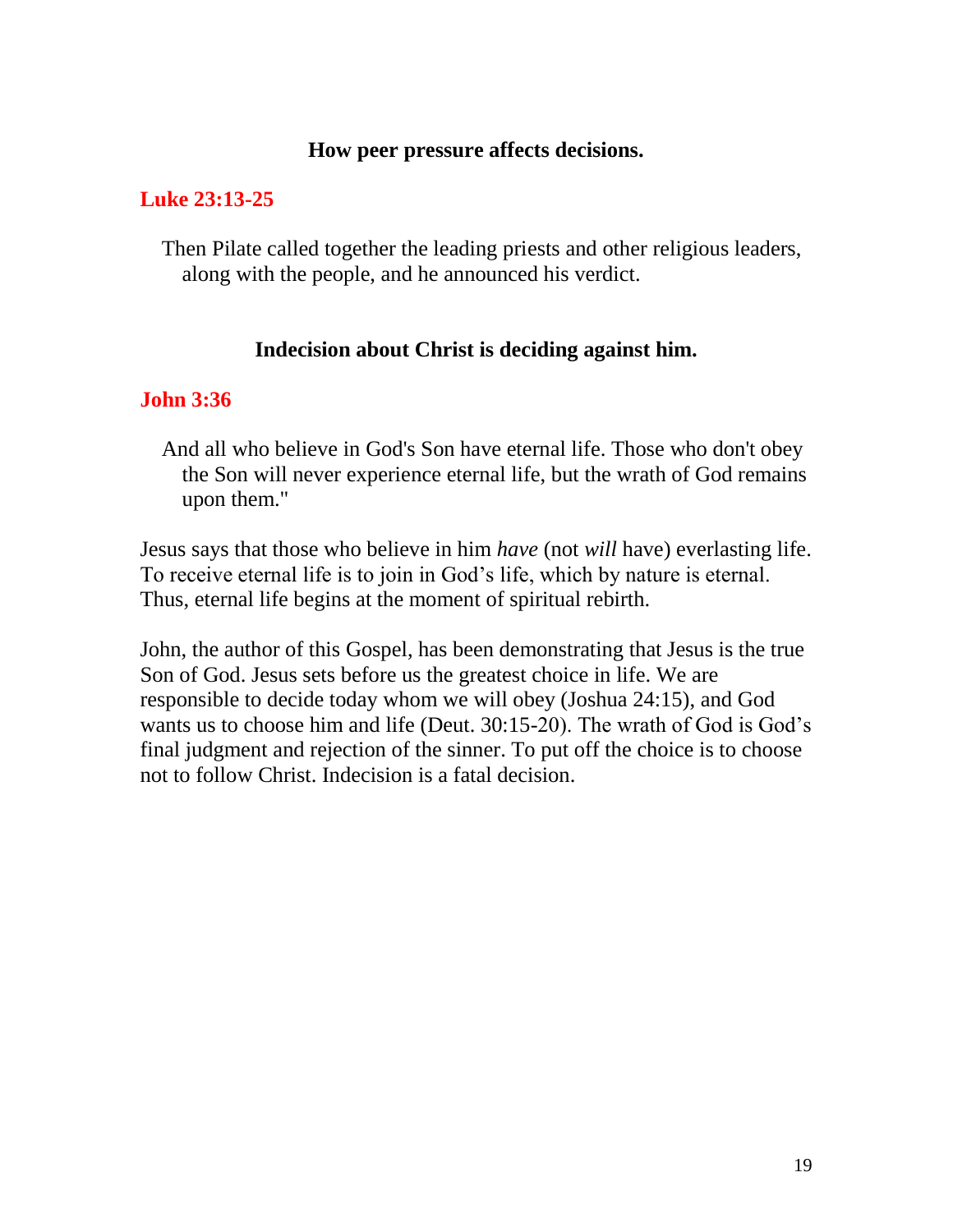**How peer pressure affects decisions.**

**Luke 23:13-25**

> Then Pilate called together the leading priests and other religious leaders, along with the people, and he announced his verdict.

**Indecision about Christ is deciding against him.**

**John 3:36**

> And all who believe in God's Son have eternal life. Those who don't obey the Son will never experience eternal life, but the wrath of God remains upon them."

Jesus says that those who believe in him *have* (not *will* have) everlasting life. To receive eternal life is to join in God's life, which by nature is eternal. Thus, eternal life begins at the moment of spiritual rebirth.

John, the author of this Gospel, has been demonstrating that Jesus is the true Son of God. Jesus sets before us the greatest choice in life. We are responsible to decide today whom we will obey (Joshua 24:15), and God wants us to choose him and life (Deut. 30:15-20). The wrath of God is God's final judgment and rejection of the sinner. To put off the choice is to choose not to follow Christ. Indecision is a fatal decision.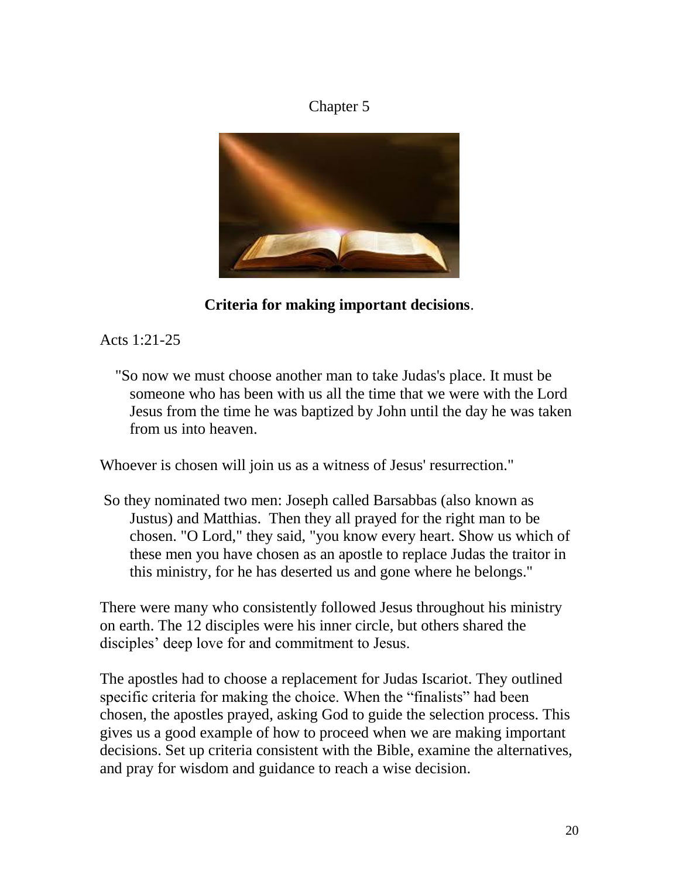Chapter 5

**Criteria for making important decisions**.

Acts 1:21-25

"So now we must choose another man to take Judas's place. It must be someone who has been with us all the time that we were with the Lord Jesus from the time he was baptized by John until the day he was taken from us into heaven.

Whoever is chosen will join us as a witness of Jesus' resurrection."

So they nominated two men: Joseph called Barsabbas (also known as Justus) and Matthias. Then they all prayed for the right man to be chosen. "O Lord," they said, "you know every heart. Show us which of these men you have chosen as an apostle to replace Judas the traitor in this ministry, for he has deserted us and gone where he belongs."

There were many who consistently followed Jesus throughout his ministry on earth. The 12 disciples were his inner circle, but others shared the disciples' deep love for and commitment to Jesus.

The apostles had to choose a replacement for Judas Iscariot. They outlined specific criteria for making the choice. When the "finalists" had been chosen, the apostles prayed, asking God to guide the selection process. This gives us a good example of how to proceed when we are making important decisions. Set up criteria consistent with the Bible, examine the alternatives, and pray for wisdom and guidance to reach a wise decision.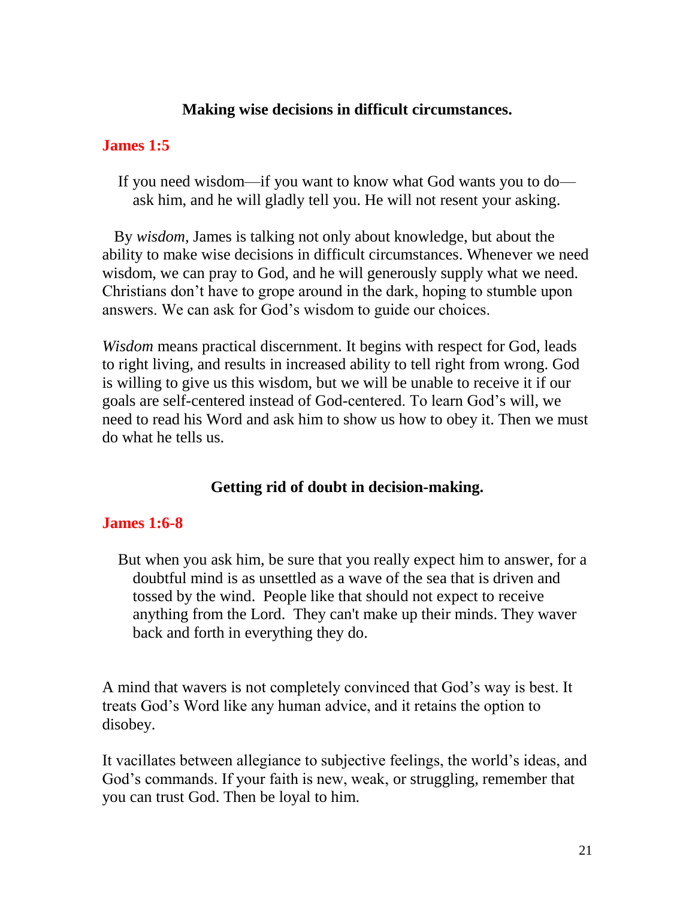## Making wise decisions in difficult circumstances.

**James 1:5**

> If you need wisdom—if you want to know what God wants you to do—ask him, and he will gladly tell you. He will not resent your asking.

By *wisdom*, James is talking not only about knowledge, but about the ability to make wise decisions in difficult circumstances. Whenever we need wisdom, we can pray to God, and he will generously supply what we need. Christians don't have to grope around in the dark, hoping to stumble upon answers. We can ask for God's wisdom to guide our choices.

*Wisdom* means practical discernment. It begins with respect for God, leads to right living, and results in increased ability to tell right from wrong. God is willing to give us this wisdom, but we will be unable to receive it if our goals are self-centered instead of God-centered. To learn God's will, we need to read his Word and ask him to show us how to obey it. Then we must do what he tells us.

## Getting rid of doubt in decision-making.

**James 1:6-8**

> But when you ask him, be sure that you really expect him to answer, for a doubtful mind is as unsettled as a wave of the sea that is driven and tossed by the wind. People like that should not expect to receive anything from the Lord. They can't make up their minds. They waver back and forth in everything they do.

A mind that wavers is not completely convinced that God's way is best. It treats God's Word like any human advice, and it retains the option to disobey.

It vacillates between allegiance to subjective feelings, the world's ideas, and God's commands. If your faith is new, weak, or struggling, remember that you can trust God. Then be loyal to him.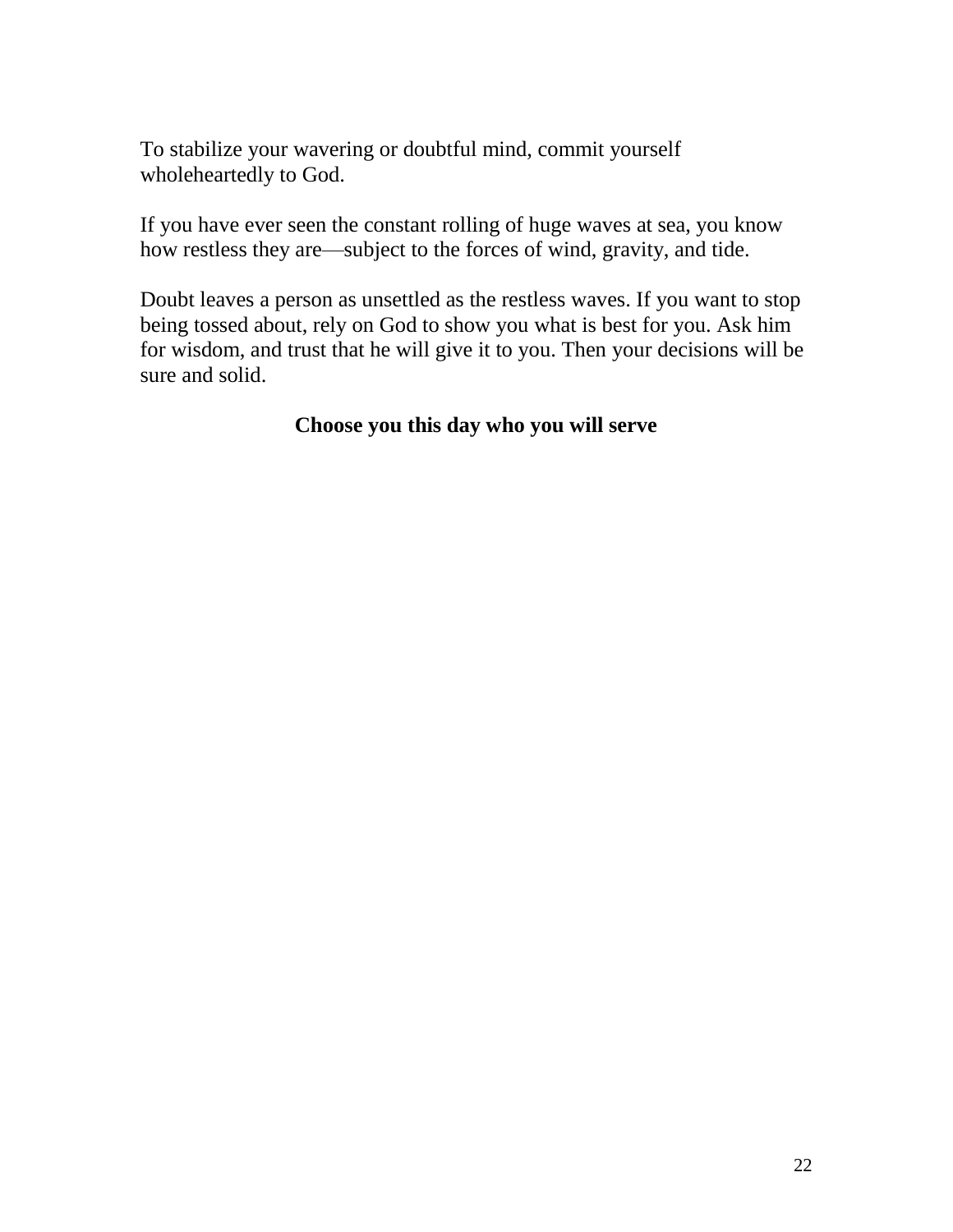To stabilize your wavering or doubtful mind, commit yourself wholeheartedly to God.

If you have ever seen the constant rolling of huge waves at sea, you know how restless they are—subject to the forces of wind, gravity, and tide.

Doubt leaves a person as unsettled as the restless waves. If you want to stop being tossed about, rely on God to show you what is best for you. Ask him for wisdom, and trust that he will give it to you. Then your decisions will be sure and solid.

**Choose you this day who you will serve**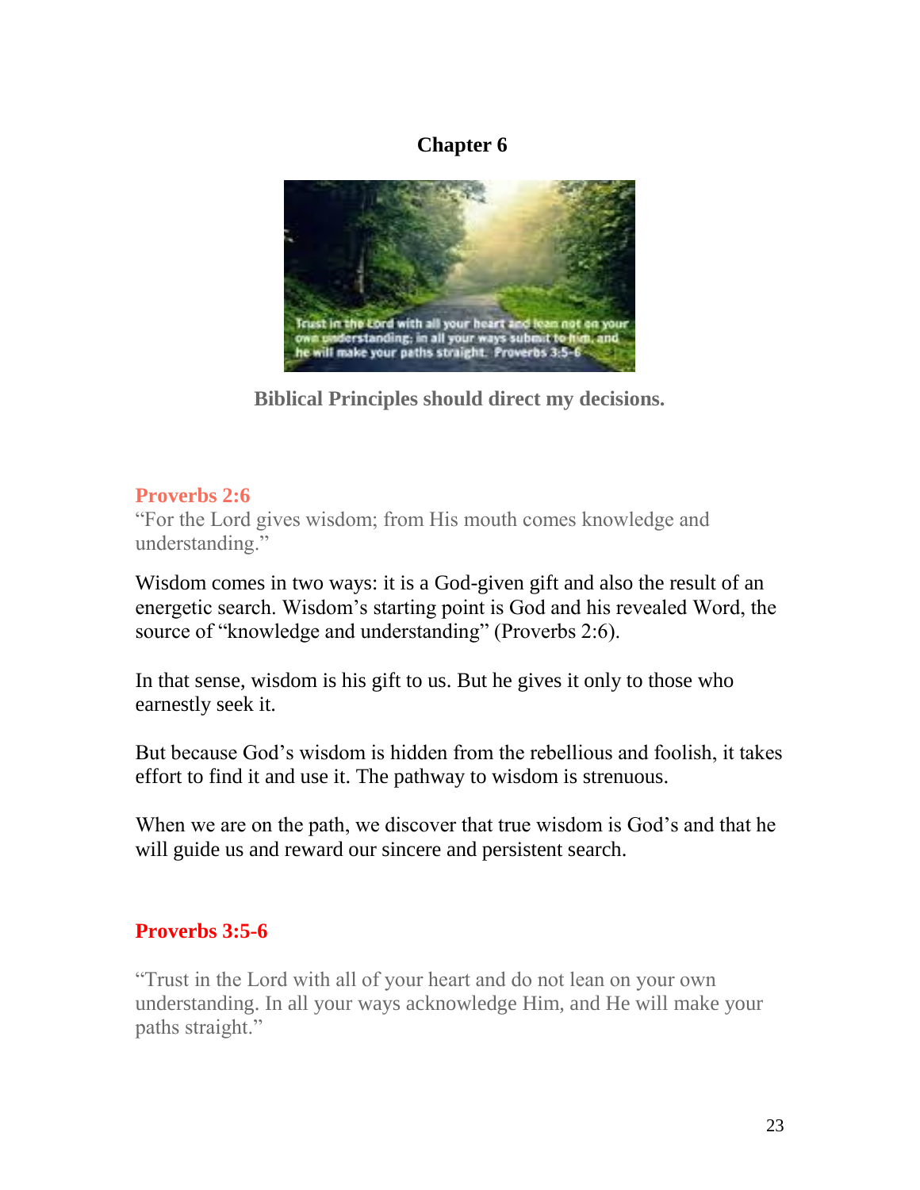# Chapter 6

**Biblical Principles should direct my decisions.**

**Proverbs 2:6**

"For the Lord gives wisdom; from His mouth comes knowledge and understanding."

Wisdom comes in two ways: it is a God-given gift and also the result of an energetic search. Wisdom's starting point is God and his revealed Word, the source of "knowledge and understanding" (Proverbs 2:6).

In that sense, wisdom is his gift to us. But he gives it only to those who earnestly seek it.

But because God's wisdom is hidden from the rebellious and foolish, it takes effort to find it and use it. The pathway to wisdom is strenuous.

When we are on the path, we discover that true wisdom is God's and that he will guide us and reward our sincere and persistent search.

**Proverbs 3:5-6**

"Trust in the Lord with all of your heart and do not lean on your own understanding. In all your ways acknowledge Him, and He will make your paths straight."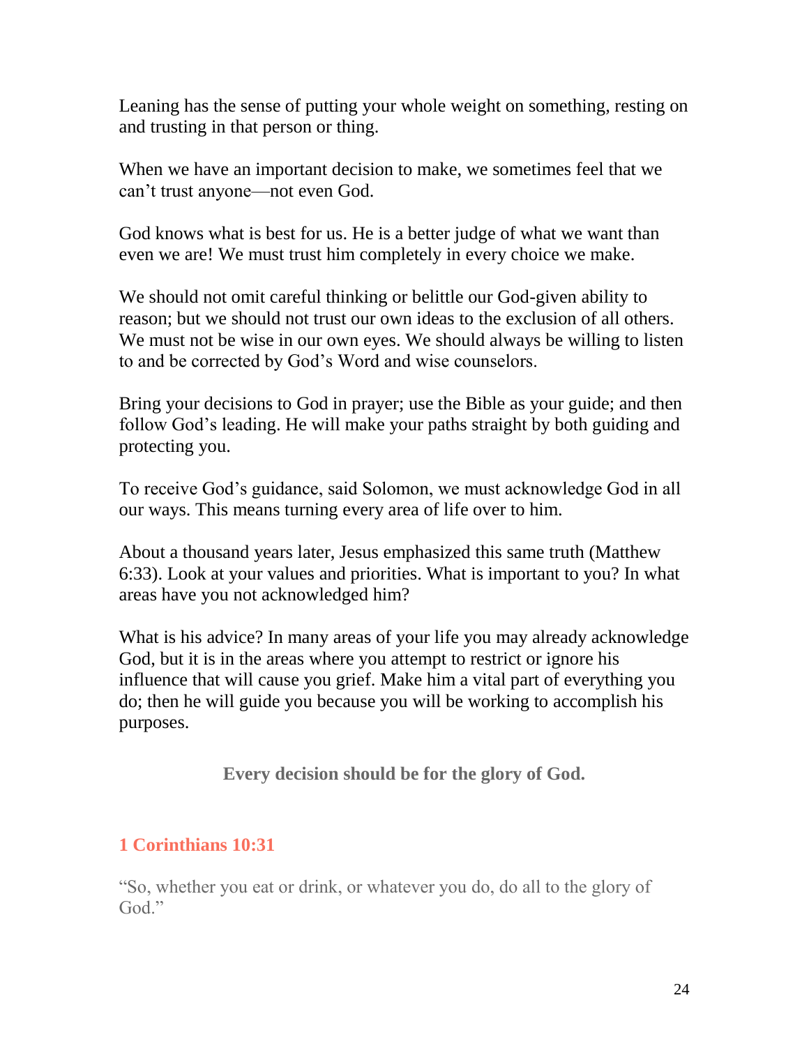Leaning has the sense of putting your whole weight on something, resting on and trusting in that person or thing.

When we have an important decision to make, we sometimes feel that we can’t trust anyone—not even God.

God knows what is best for us. He is a better judge of what we want than even we are! We must trust him completely in every choice we make.

We should not omit careful thinking or belittle our God-given ability to reason; but we should not trust our own ideas to the exclusion of all others. We must not be wise in our own eyes. We should always be willing to listen to and be corrected by God’s Word and wise counselors.

Bring your decisions to God in prayer; use the Bible as your guide; and then follow God’s leading. He will make your paths straight by both guiding and protecting you.

To receive God’s guidance, said Solomon, we must acknowledge God in all our ways. This means turning every area of life over to him.

About a thousand years later, Jesus emphasized this same truth (Matthew 6:33). Look at your values and priorities. What is important to you? In what areas have you not acknowledged him?

What is his advice? In many areas of your life you may already acknowledge God, but it is in the areas where you attempt to restrict or ignore his influence that will cause you grief. Make him a vital part of everything you do; then he will guide you because you will be working to accomplish his purposes.

**Every decision should be for the glory of God.**

### 1 Corinthians 10:31

“So, whether you eat or drink, or whatever you do, do all to the glory of God.”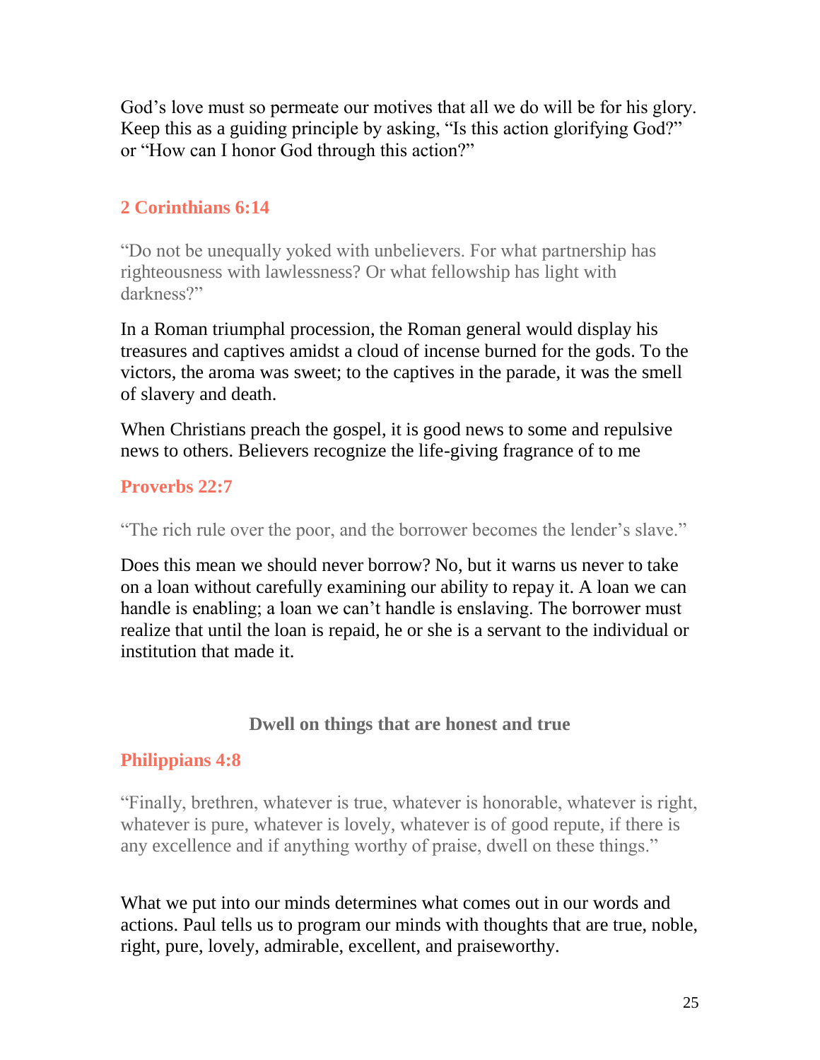God's love must so permeate our motives that all we do will be for his glory. Keep this as a guiding principle by asking, "Is this action glorifying God?" or "How can I honor God through this action?"

### 2 Corinthians 6:14

"Do not be unequally yoked with unbelievers. For what partnership has righteousness with lawlessness? Or what fellowship has light with darkness?"

In a Roman triumphal procession, the Roman general would display his treasures and captives amidst a cloud of incense burned for the gods. To the victors, the aroma was sweet; to the captives in the parade, it was the smell of slavery and death.

When Christians preach the gospel, it is good news to some and repulsive news to others. Believers recognize the life-giving fragrance of to me

### Proverbs 22:7

"The rich rule over the poor, and the borrower becomes the lender's slave."

Does this mean we should never borrow? No, but it warns us never to take on a loan without carefully examining our ability to repay it. A loan we can handle is enabling; a loan we can't handle is enslaving. The borrower must realize that until the loan is repaid, he or she is a servant to the individual or institution that made it.

## Dwell on things that are honest and true

### Philippians 4:8

"Finally, brethren, whatever is true, whatever is honorable, whatever is right, whatever is pure, whatever is lovely, whatever is of good repute, if there is any excellence and if anything worthy of praise, dwell on these things."

What we put into our minds determines what comes out in our words and actions. Paul tells us to program our minds with thoughts that are true, noble, right, pure, lovely, admirable, excellent, and praiseworthy.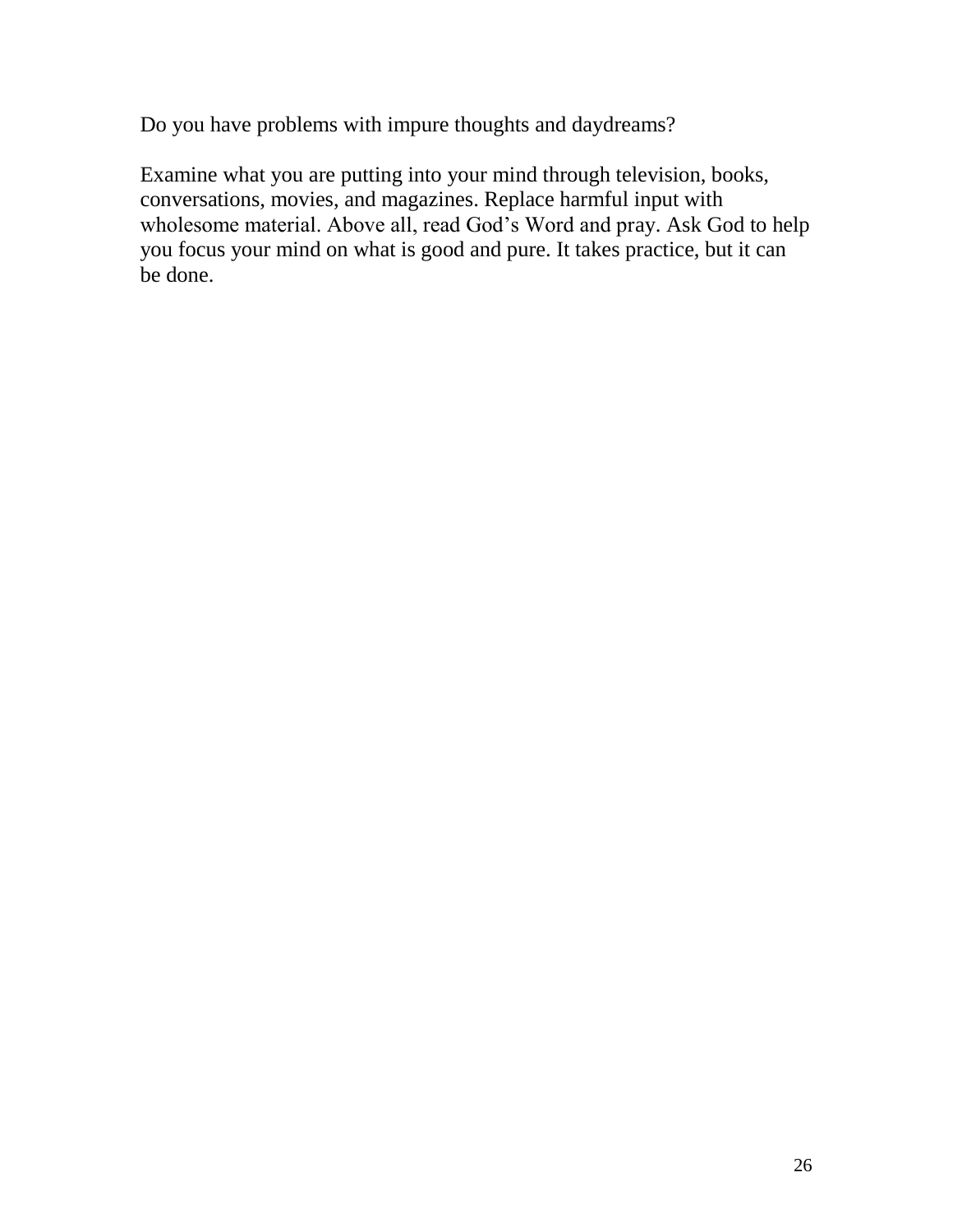Do you have problems with impure thoughts and daydreams?

Examine what you are putting into your mind through television, books, conversations, movies, and magazines. Replace harmful input with wholesome material. Above all, read God's Word and pray. Ask God to help you focus your mind on what is good and pure. It takes practice, but it can be done.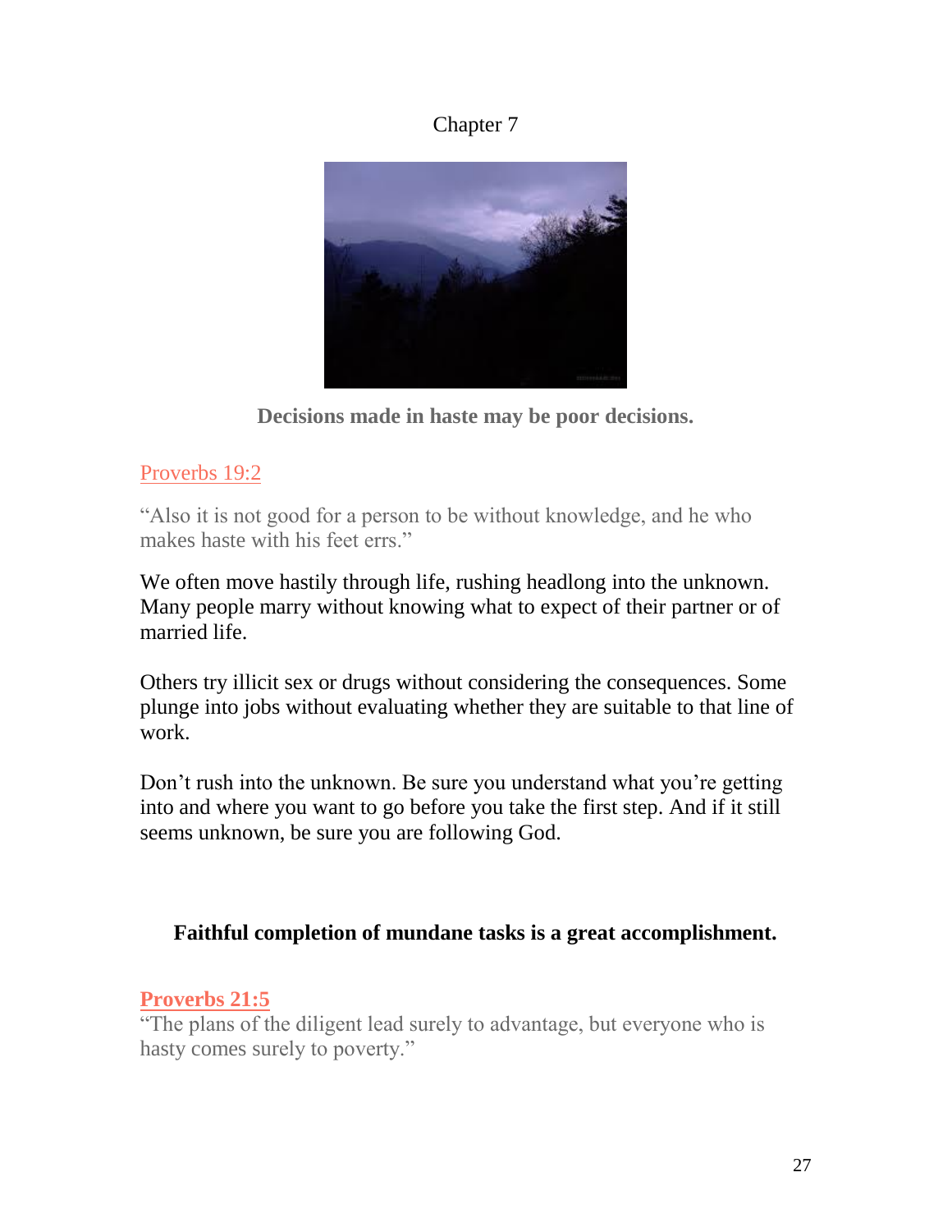Chapter 7

**Decisions made in haste may be poor decisions.**

Proverbs 19:2

"Also it is not good for a person to be without knowledge, and he who makes haste with his feet errs."

We often move hastily through life, rushing headlong into the unknown. Many people marry without knowing what to expect of their partner or of married life.

Others try illicit sex or drugs without considering the consequences. Some plunge into jobs without evaluating whether they are suitable to that line of work.

Don't rush into the unknown. Be sure you understand what you're getting into and where you want to go before you take the first step. And if it still seems unknown, be sure you are following God.

**Faithful completion of mundane tasks is a great accomplishment.**

**Proverbs 21:5**

"The plans of the diligent lead surely to advantage, but everyone who is hasty comes surely to poverty."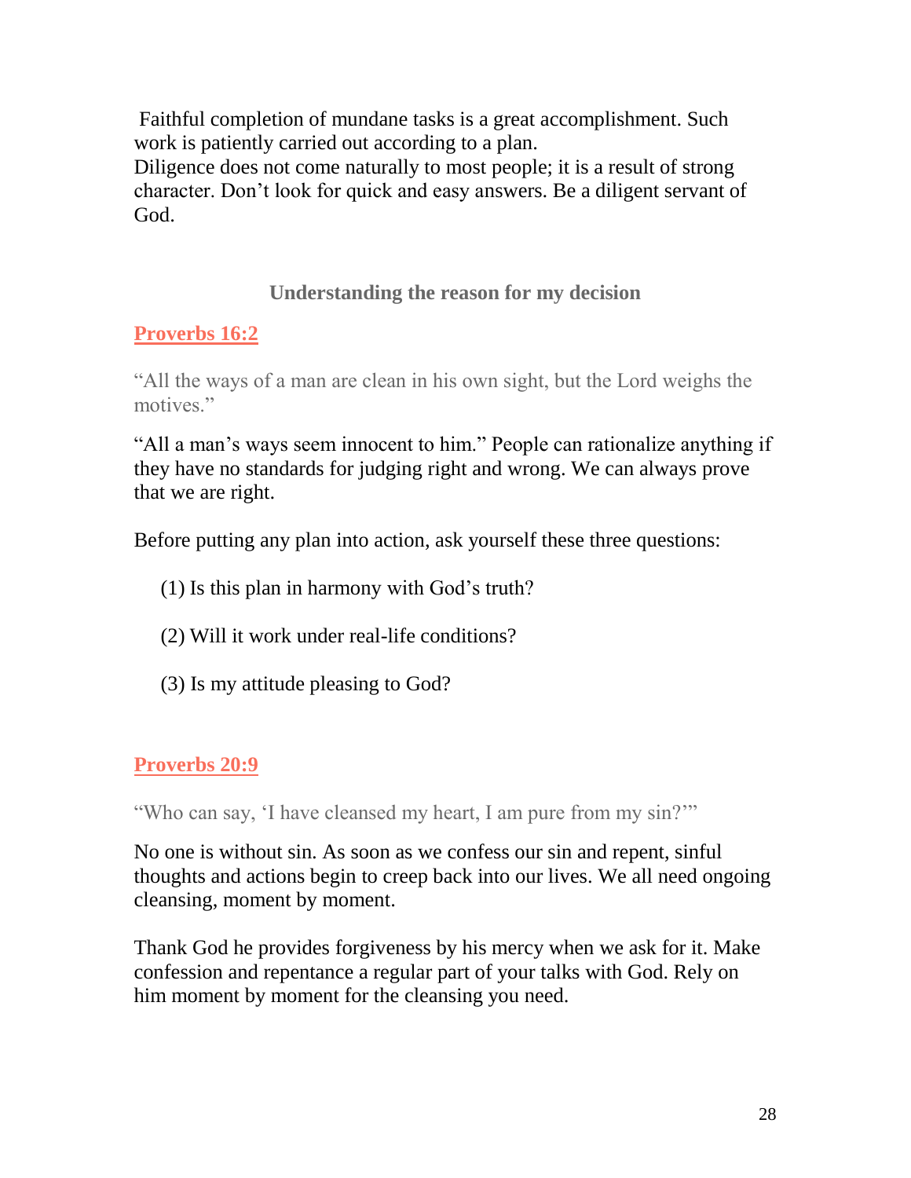Faithful completion of mundane tasks is a great accomplishment. Such work is patiently carried out according to a plan.
Diligence does not come naturally to most people; it is a result of strong character. Don't look for quick and easy answers. Be a diligent servant of God.

### Understanding the reason for my decision

**Proverbs 16:2**

"All the ways of a man are clean in his own sight, but the Lord weighs the motives."

"All a man's ways seem innocent to him." People can rationalize anything if they have no standards for judging right and wrong. We can always prove that we are right.

Before putting any plan into action, ask yourself these three questions:

(1) Is this plan in harmony with God's truth?

(2) Will it work under real-life conditions?

(3) Is my attitude pleasing to God?

**Proverbs 20:9**

"Who can say, 'I have cleansed my heart, I am pure from my sin?'"

No one is without sin. As soon as we confess our sin and repent, sinful thoughts and actions begin to creep back into our lives. We all need ongoing cleansing, moment by moment.

Thank God he provides forgiveness by his mercy when we ask for it. Make confession and repentance a regular part of your talks with God. Rely on him moment by moment for the cleansing you need.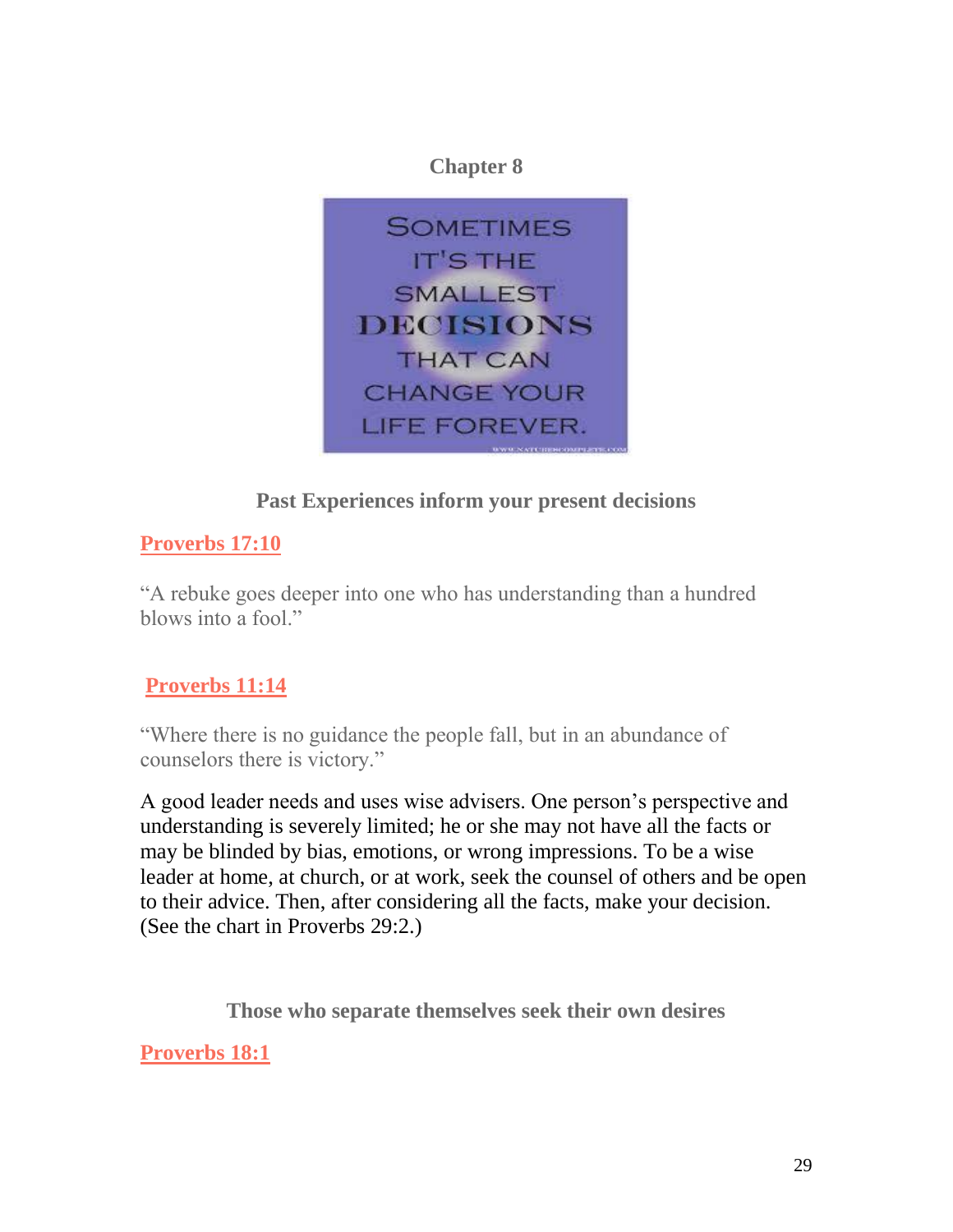## Chapter 8

SOMETIMES IT'S THE SMALLEST DECISIONS THAT CAN CHANGE YOUR LIFE FOREVER.

### Past Experiences inform your present decisions

**Proverbs 17:10**

"A rebuke goes deeper into one who has understanding than a hundred blows into a fool."

**Proverbs 11:14**

"Where there is no guidance the people fall, but in an abundance of counselors there is victory."

A good leader needs and uses wise advisers. One person's perspective and understanding is severely limited; he or she may not have all the facts or may be blinded by bias, emotions, or wrong impressions. To be a wise leader at home, at church, or at work, seek the counsel of others and be open to their advice. Then, after considering all the facts, make your decision. (See the chart in Proverbs 29:2.)

### Those who separate themselves seek their own desires

**Proverbs 18:1**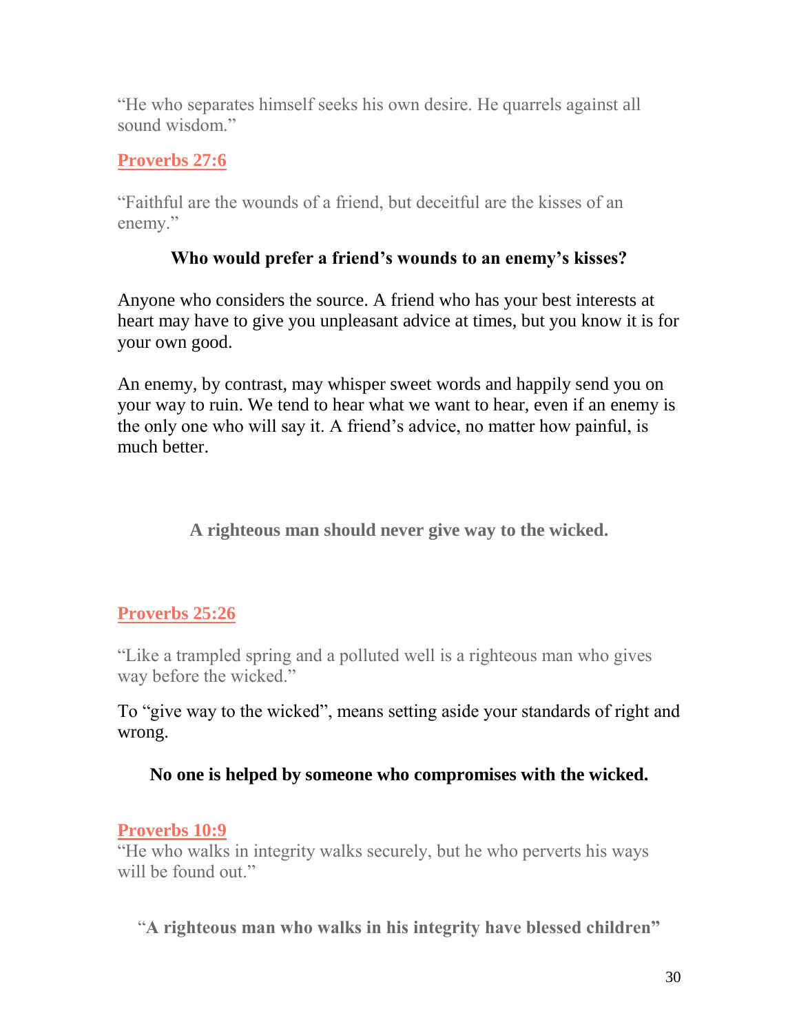"He who separates himself seeks his own desire. He quarrels against all sound wisdom."

**Proverbs 27:6**

"Faithful are the wounds of a friend, but deceitful are the kisses of an enemy."

**Who would prefer a friend's wounds to an enemy's kisses?**

Anyone who considers the source. A friend who has your best interests at heart may have to give you unpleasant advice at times, but you know it is for your own good.

An enemy, by contrast, may whisper sweet words and happily send you on your way to ruin. We tend to hear what we want to hear, even if an enemy is the only one who will say it. A friend's advice, no matter how painful, is much better.

**A righteous man should never give way to the wicked.**

**Proverbs 25:26**

"Like a trampled spring and a polluted well is a righteous man who gives way before the wicked."

To "give way to the wicked", means setting aside your standards of right and wrong.

**No one is helped by someone who compromises with the wicked.**

**Proverbs 10:9**

"He who walks in integrity walks securely, but he who perverts his ways will be found out."

**"A righteous man who walks in his integrity have blessed children"**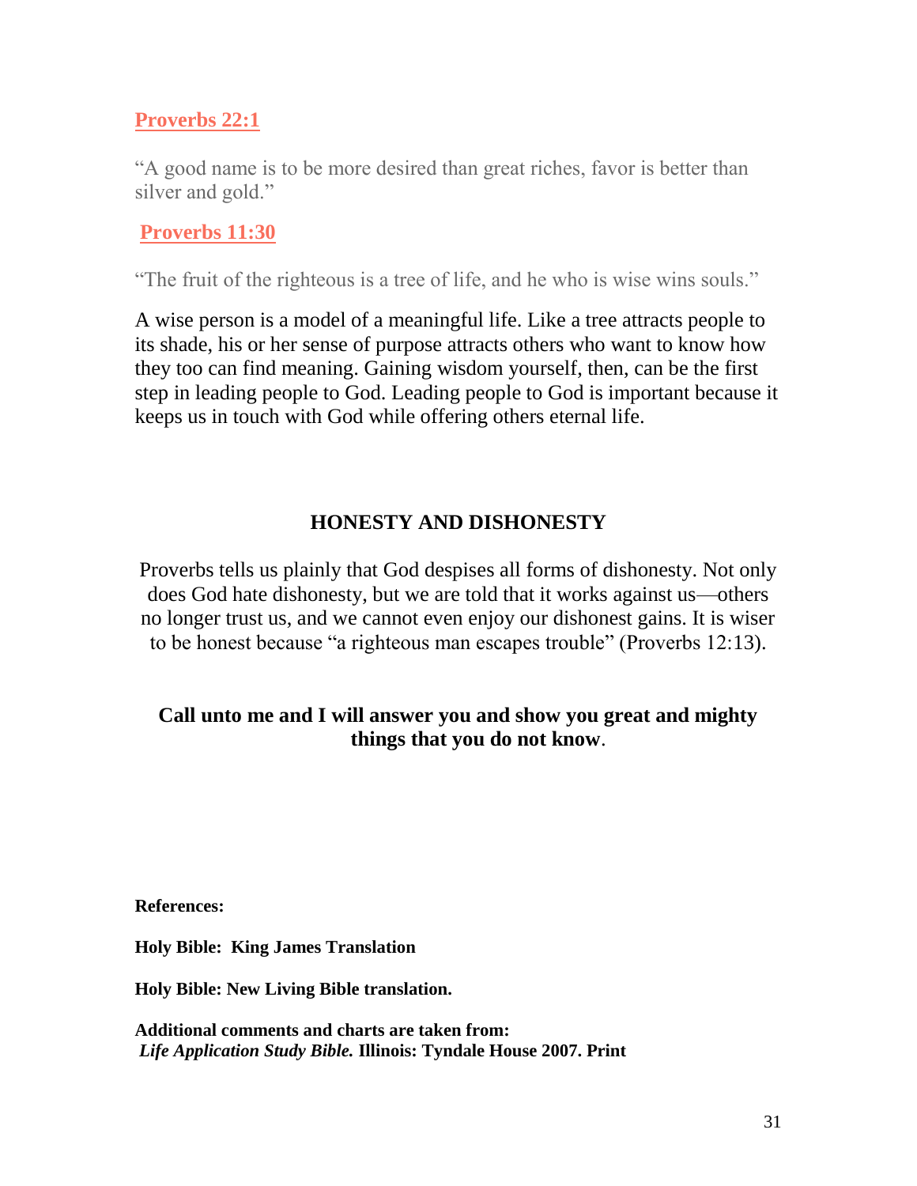**Proverbs 22:1**

"A good name is to be more desired than great riches, favor is better than silver and gold."

**Proverbs 11:30**

"The fruit of the righteous is a tree of life, and he who is wise wins souls."

A wise person is a model of a meaningful life. Like a tree attracts people to its shade, his or her sense of purpose attracts others who want to know how they too can find meaning. Gaining wisdom yourself, then, can be the first step in leading people to God. Leading people to God is important because it keeps us in touch with God while offering others eternal life.

## HONESTY AND DISHONESTY

Proverbs tells us plainly that God despises all forms of dishonesty. Not only does God hate dishonesty, but we are told that it works against us—others no longer trust us, and we cannot even enjoy our dishonest gains. It is wiser to be honest because "a righteous man escapes trouble" (Proverbs 12:13).

**Call unto me and I will answer you and show you great and mighty things that you do not know**.

**References:**

**Holy Bible: King James Translation**

**Holy Bible: New Living Bible translation.**

**Additional comments and charts are taken from:**
***Life Application Study Bible.* Illinois: Tyndale House 2007. Print**